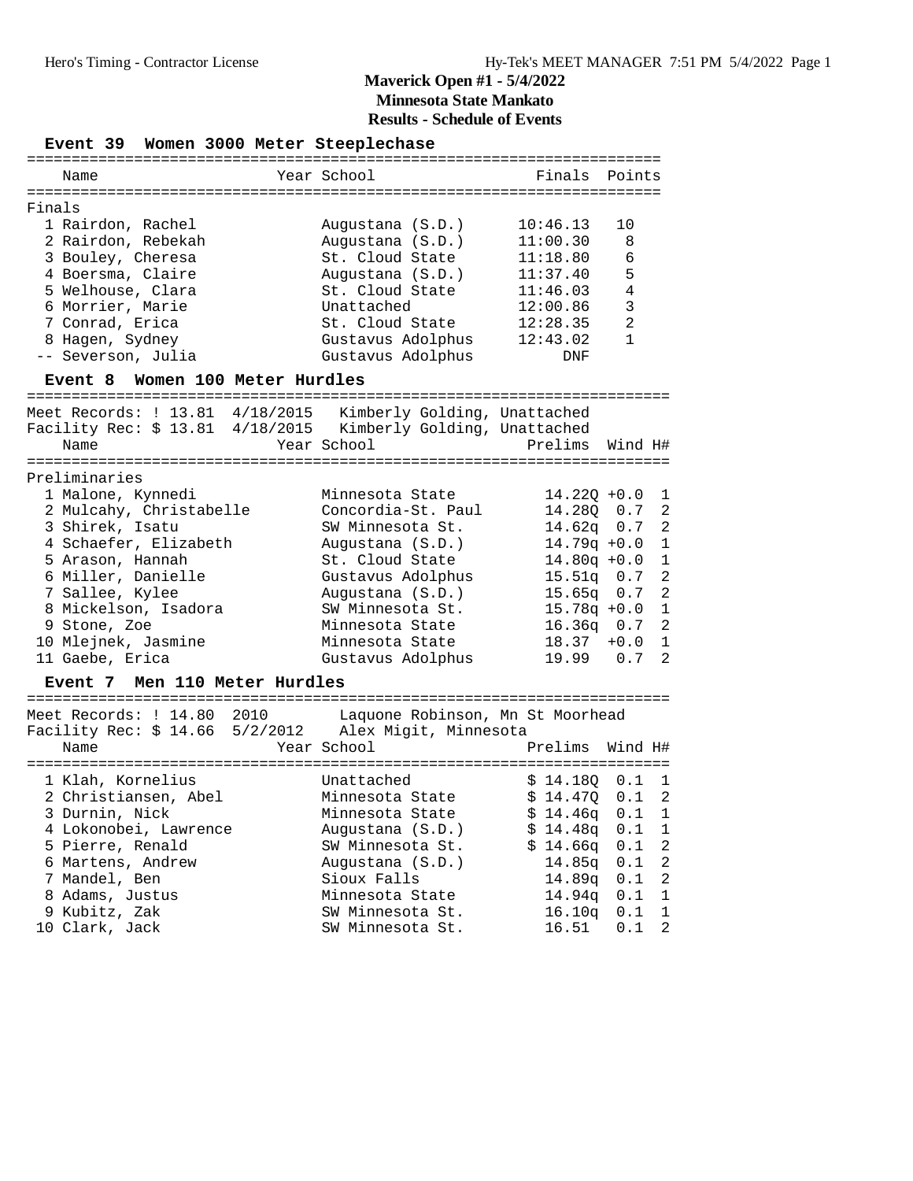# Maverick Open #1 - 5/4/2022

## Minnesota State Mankato

## Results - Schedule of Events

### Event 39 Women 3000 Meter Steeplechase

**Finals**

| Place | Name | Year | School | Finals | Points |
|---|---|---|---|---|---|
| 1 | Rairdon, Rachel | | Augustana (S.D.) | 10:46.13 | 10 |
| 2 | Rairdon, Rebekah | | Augustana (S.D.) | 11:00.30 | 8 |
| 3 | Bouley, Cheresa | | St. Cloud State | 11:18.80 | 6 |
| 4 | Boersma, Claire | | Augustana (S.D.) | 11:37.40 | 5 |
| 5 | Welhouse, Clara | | St. Cloud State | 11:46.03 | 4 |
| 6 | Morrier, Marie | | Unattached | 12:00.86 | 3 |
| 7 | Conrad, Erica | | St. Cloud State | 12:28.35 | 2 |
| 8 | Hagen, Sydney | | Gustavus Adolphus | 12:43.02 | 1 |
| -- | Severson, Julia | | Gustavus Adolphus | DNF | |

### Event 8 Women 100 Meter Hurdles

Meet Records: ! 13.81 4/18/2015 Kimberly Golding, Unattached
Facility Rec: $ 13.81 4/18/2015 Kimberly Golding, Unattached

**Preliminaries**

| Place | Name | Year | School | Prelims | Wind | H# |
|---|---|---|---|---|---|---|
| 1 | Malone, Kynnedi | | Minnesota State | 14.22Q | +0.0 | 1 |
| 2 | Mulcahy, Christabelle | | Concordia-St. Paul | 14.28Q | 0.7 | 2 |
| 3 | Shirek, Isatu | | SW Minnesota St. | 14.62q | 0.7 | 2 |
| 4 | Schaefer, Elizabeth | | Augustana (S.D.) | 14.79q | +0.0 | 1 |
| 5 | Arason, Hannah | | St. Cloud State | 14.80q | +0.0 | 1 |
| 6 | Miller, Danielle | | Gustavus Adolphus | 15.51q | 0.7 | 2 |
| 7 | Sallee, Kylee | | Augustana (S.D.) | 15.65q | 0.7 | 2 |
| 8 | Mickelson, Isadora | | SW Minnesota St. | 15.78q | +0.0 | 1 |
| 9 | Stone, Zoe | | Minnesota State | 16.36q | 0.7 | 2 |
| 10 | Mlejnek, Jasmine | | Minnesota State | 18.37 | +0.0 | 1 |
| 11 | Gaebe, Erica | | Gustavus Adolphus | 19.99 | 0.7 | 2 |

### Event 7 Men 110 Meter Hurdles

Meet Records: ! 14.80 2010 Laquone Robinson, Mn St Moorhead
Facility Rec: $ 14.66 5/2/2012 Alex Migit, Minnesota

| Place | Name | Year | School | Prelims | Wind | H# |
|---|---|---|---|---|---|---|
| 1 | Klah, Kornelius | | Unattached | $ 14.18Q | 0.1 | 1 |
| 2 | Christiansen, Abel | | Minnesota State | $ 14.47Q | 0.1 | 2 |
| 3 | Durnin, Nick | | Minnesota State | $ 14.46q | 0.1 | 1 |
| 4 | Lokonobei, Lawrence | | Augustana (S.D.) | $ 14.48q | 0.1 | 1 |
| 5 | Pierre, Renald | | SW Minnesota St. | $ 14.66q | 0.1 | 2 |
| 6 | Martens, Andrew | | Augustana (S.D.) | 14.85q | 0.1 | 2 |
| 7 | Mandel, Ben | | Sioux Falls | 14.89q | 0.1 | 2 |
| 8 | Adams, Justus | | Minnesota State | 14.94q | 0.1 | 1 |
| 9 | Kubitz, Zak | | SW Minnesota St. | 16.10q | 0.1 | 1 |
| 10 | Clark, Jack | | SW Minnesota St. | 16.51 | 0.1 | 2 |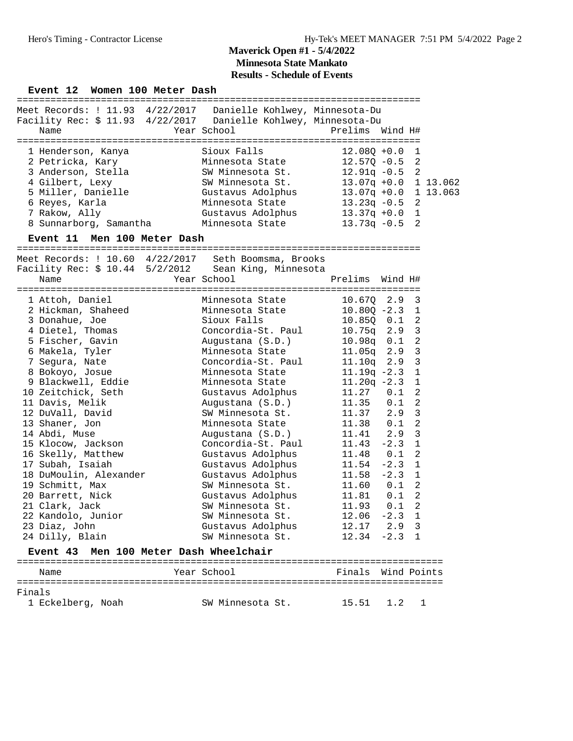# Maverick Open #1 - 5/4/2022
## Minnesota State Mankato
## Results - Schedule of Events

### Event 12 Women 100 Meter Dash

Meet Records: ! 11.93 4/22/2017 Danielle Kohlwey, Minnesota-Du
Facility Rec: $ 11.93 4/22/2017 Danielle Kohlwey, Minnesota-Du

| | Name | Year | School | Prelims | Wind | H# | |
|---|---|---|---|---|---|---|---|
| 1 | Henderson, Kanya | | Sioux Falls | 12.08Q | +0.0 | 1 | |
| 2 | Petricka, Kary | | Minnesota State | 12.57Q | -0.5 | 2 | |
| 3 | Anderson, Stella | | SW Minnesota St. | 12.91q | -0.5 | 2 | |
| 4 | Gilbert, Lexy | | SW Minnesota St. | 13.07q | +0.0 | 1 | 13.062 |
| 5 | Miller, Danielle | | Gustavus Adolphus | 13.07q | +0.0 | 1 | 13.063 |
| 6 | Reyes, Karla | | Minnesota State | 13.23q | -0.5 | 2 | |
| 7 | Rakow, Ally | | Gustavus Adolphus | 13.37q | +0.0 | 1 | |
| 8 | Sunnarborg, Samantha | | Minnesota State | 13.73q | -0.5 | 2 | |

### Event 11 Men 100 Meter Dash

Meet Records: ! 10.60 4/22/2017 Seth Boomsma, Brooks
Facility Rec: $ 10.44 5/2/2012 Sean King, Minnesota

| | Name | Year | School | Prelims | Wind | H# |
|---|---|---|---|---|---|---|
| 1 | Attoh, Daniel | | Minnesota State | 10.67Q | 2.9 | 3 |
| 2 | Hickman, Shaheed | | Minnesota State | 10.80Q | -2.3 | 1 |
| 3 | Donahue, Joe | | Sioux Falls | 10.85Q | 0.1 | 2 |
| 4 | Dietel, Thomas | | Concordia-St. Paul | 10.75q | 2.9 | 3 |
| 5 | Fischer, Gavin | | Augustana (S.D.) | 10.98q | 0.1 | 2 |
| 6 | Makela, Tyler | | Minnesota State | 11.05q | 2.9 | 3 |
| 7 | Segura, Nate | | Concordia-St. Paul | 11.10q | 2.9 | 3 |
| 8 | Bokoyo, Josue | | Minnesota State | 11.19q | -2.3 | 1 |
| 9 | Blackwell, Eddie | | Minnesota State | 11.20q | -2.3 | 1 |
| 10 | Zeitchick, Seth | | Gustavus Adolphus | 11.27 | 0.1 | 2 |
| 11 | Davis, Melik | | Augustana (S.D.) | 11.35 | 0.1 | 2 |
| 12 | DuVall, David | | SW Minnesota St. | 11.37 | 2.9 | 3 |
| 13 | Shaner, Jon | | Minnesota State | 11.38 | 0.1 | 2 |
| 14 | Abdi, Muse | | Augustana (S.D.) | 11.41 | 2.9 | 3 |
| 15 | Klocow, Jackson | | Concordia-St. Paul | 11.43 | -2.3 | 1 |
| 16 | Skelly, Matthew | | Gustavus Adolphus | 11.48 | 0.1 | 2 |
| 17 | Subah, Isaiah | | Gustavus Adolphus | 11.54 | -2.3 | 1 |
| 18 | DuMoulin, Alexander | | Gustavus Adolphus | 11.58 | -2.3 | 1 |
| 19 | Schmitt, Max | | SW Minnesota St. | 11.60 | 0.1 | 2 |
| 20 | Barrett, Nick | | Gustavus Adolphus | 11.81 | 0.1 | 2 |
| 21 | Clark, Jack | | SW Minnesota St. | 11.93 | 0.1 | 2 |
| 22 | Kandolo, Junior | | SW Minnesota St. | 12.06 | -2.3 | 1 |
| 23 | Diaz, John | | Gustavus Adolphus | 12.17 | 2.9 | 3 |
| 24 | Dilly, Blain | | SW Minnesota St. | 12.34 | -2.3 | 1 |

### Event 43 Men 100 Meter Dash Wheelchair

Finals

| | Name | Year | School | Finals | Wind | Points |
|---|---|---|---|---|---|---|
| 1 | Eckelberg, Noah | | SW Minnesota St. | 15.51 | 1.2 | 1 |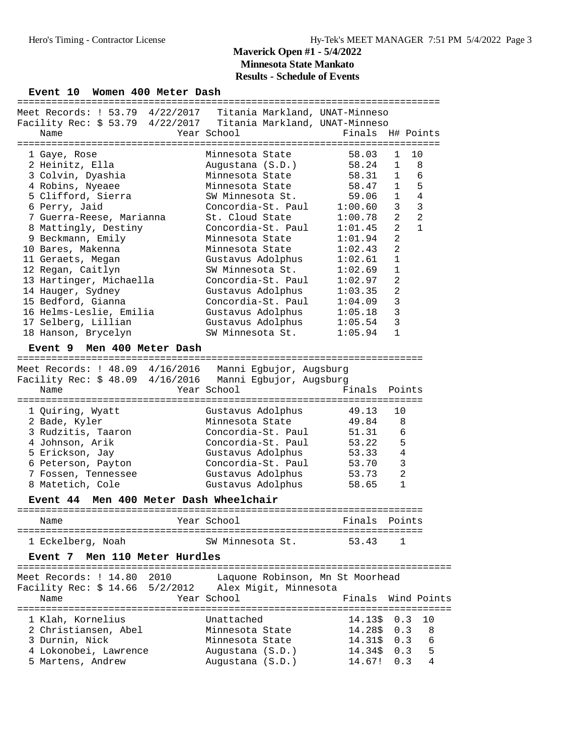## Maverick Open #1 - 5/4/2022
## Minnesota State Mankato
## Results - Schedule of Events

### Event 10 Women 400 Meter Dash

Meet Records: ! 53.79 4/22/2017 Titania Markland, UNAT-Minneso
Facility Rec: $ 53.79 4/22/2017 Titania Markland, UNAT-Minneso

| Place | Name | Year | School | Finals | H# | Points |
|---|---|---|---|---|---|---|
| 1 | Gaye, Rose | | Minnesota State | 58.03 | 1 | 10 |
| 2 | Heinitz, Ella | | Augustana (S.D.) | 58.24 | 1 | 8 |
| 3 | Colvin, Dyashia | | Minnesota State | 58.31 | 1 | 6 |
| 4 | Robins, Nyeaee | | Minnesota State | 58.47 | 1 | 5 |
| 5 | Clifford, Sierra | | SW Minnesota St. | 59.06 | 1 | 4 |
| 6 | Perry, Jaid | | Concordia-St. Paul | 1:00.60 | 3 | 3 |
| 7 | Guerra-Reese, Marianna | | St. Cloud State | 1:00.78 | 2 | 2 |
| 8 | Mattingly, Destiny | | Concordia-St. Paul | 1:01.45 | 2 | 1 |
| 9 | Beckmann, Emily | | Minnesota State | 1:01.94 | 2 | |
| 10 | Bares, Makenna | | Minnesota State | 1:02.43 | 2 | |
| 11 | Geraets, Megan | | Gustavus Adolphus | 1:02.61 | 1 | |
| 12 | Regan, Caitlyn | | SW Minnesota St. | 1:02.69 | 1 | |
| 13 | Hartinger, Michaella | | Concordia-St. Paul | 1:02.97 | 2 | |
| 14 | Hauger, Sydney | | Gustavus Adolphus | 1:03.35 | 2 | |
| 15 | Bedford, Gianna | | Concordia-St. Paul | 1:04.09 | 3 | |
| 16 | Helms-Leslie, Emilia | | Gustavus Adolphus | 1:05.18 | 3 | |
| 17 | Selberg, Lillian | | Gustavus Adolphus | 1:05.54 | 3 | |
| 18 | Hanson, Brycelyn | | SW Minnesota St. | 1:05.94 | 1 | |

### Event 9 Men 400 Meter Dash

Meet Records: ! 48.09 4/16/2016 Manni Egbujor, Augsburg
Facility Rec: $ 48.09 4/16/2016 Manni Egbujor, Augsburg

| Place | Name | Year | School | Finals | Points |
|---|---|---|---|---|---|
| 1 | Quiring, Wyatt | | Gustavus Adolphus | 49.13 | 10 |
| 2 | Bade, Kyler | | Minnesota State | 49.84 | 8 |
| 3 | Rudzitis, Taaron | | Concordia-St. Paul | 51.31 | 6 |
| 4 | Johnson, Arik | | Concordia-St. Paul | 53.22 | 5 |
| 5 | Erickson, Jay | | Gustavus Adolphus | 53.33 | 4 |
| 6 | Peterson, Payton | | Concordia-St. Paul | 53.70 | 3 |
| 7 | Fossen, Tennessee | | Gustavus Adolphus | 53.73 | 2 |
| 8 | Matetich, Cole | | Gustavus Adolphus | 58.65 | 1 |

### Event 44 Men 400 Meter Dash Wheelchair

| Place | Name | Year | School | Finals | Points |
|---|---|---|---|---|---|
| 1 | Eckelberg, Noah | | SW Minnesota St. | 53.43 | 1 |

### Event 7 Men 110 Meter Hurdles

Meet Records: ! 14.80 2010 Laquone Robinson, Mn St Moorhead
Facility Rec: $ 14.66 5/2/2012 Alex Migit, Minnesota

| Place | Name | Year | School | Finals | Wind | Points |
|---|---|---|---|---|---|---|
| 1 | Klah, Kornelius | | Unattached | 14.13$ | 0.3 | 10 |
| 2 | Christiansen, Abel | | Minnesota State | 14.28$ | 0.3 | 8 |
| 3 | Durnin, Nick | | Minnesota State | 14.31$ | 0.3 | 6 |
| 4 | Lokonobei, Lawrence | | Augustana (S.D.) | 14.34$ | 0.3 | 5 |
| 5 | Martens, Andrew | | Augustana (S.D.) | 14.67! | 0.3 | 4 |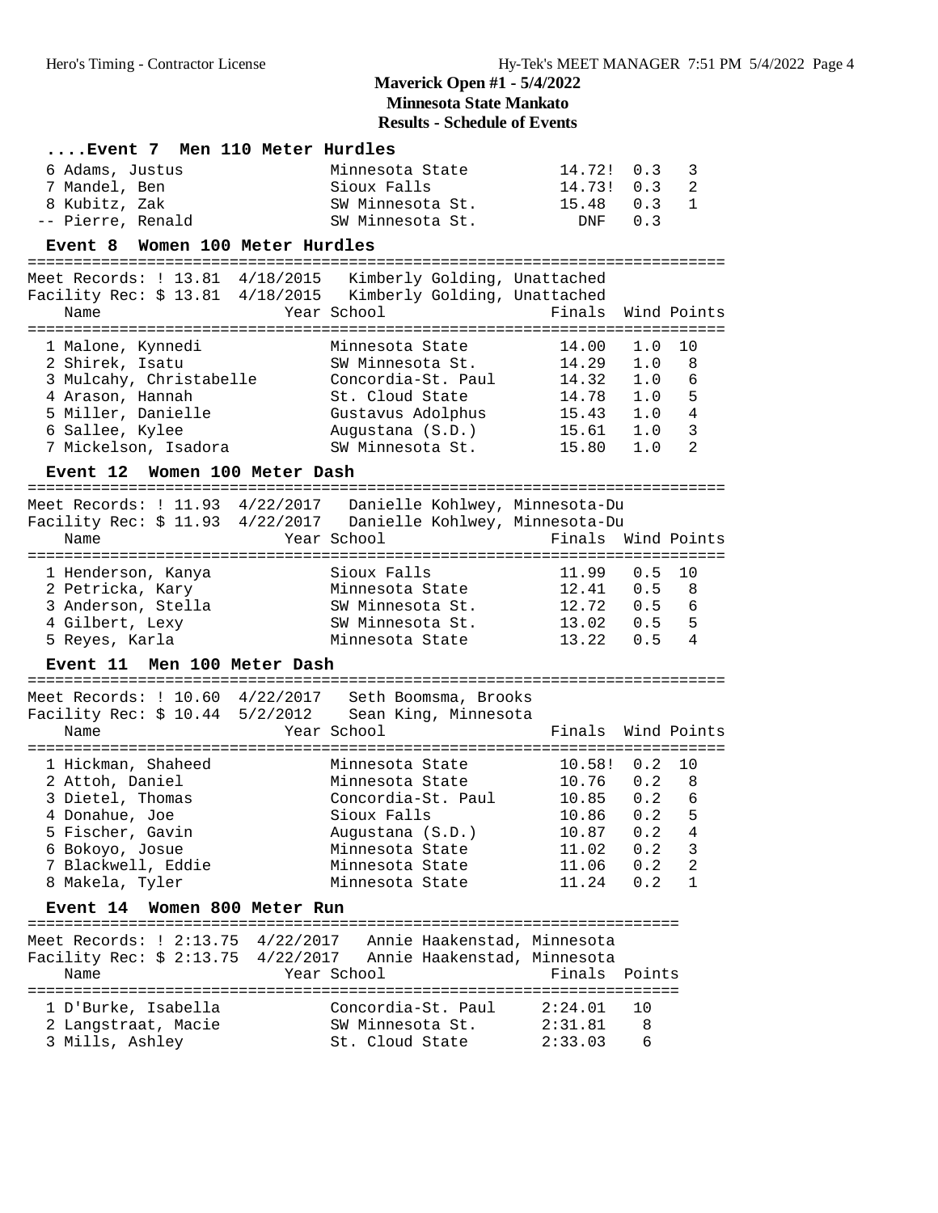## Maverick Open #1 - 5/4/2022
### Minnesota State Mankato
### Results - Schedule of Events

### ....Event 7 Men 110 Meter Hurdles

| Place | Name | Year | School | Finals | Wind | Points |
|---|---|---|---|---|---|---|
| 6 | Adams, Justus | | Minnesota State | 14.72! | 0.3 | 3 |
| 7 | Mandel, Ben | | Sioux Falls | 14.73! | 0.3 | 2 |
| 8 | Kubitz, Zak | | SW Minnesota St. | 15.48 | 0.3 | 1 |
| -- | Pierre, Renald | | SW Minnesota St. | DNF | 0.3 | |

### Event 8 Women 100 Meter Hurdles

Meet Records: ! 13.81 4/18/2015 Kimberly Golding, Unattached
Facility Rec: $ 13.81 4/18/2015 Kimberly Golding, Unattached

| Place | Name | Year | School | Finals | Wind | Points |
|---|---|---|---|---|---|---|
| 1 | Malone, Kynnedi | | Minnesota State | 14.00 | 1.0 | 10 |
| 2 | Shirek, Isatu | | SW Minnesota St. | 14.29 | 1.0 | 8 |
| 3 | Mulcahy, Christabelle | | Concordia-St. Paul | 14.32 | 1.0 | 6 |
| 4 | Arason, Hannah | | St. Cloud State | 14.78 | 1.0 | 5 |
| 5 | Miller, Danielle | | Gustavus Adolphus | 15.43 | 1.0 | 4 |
| 6 | Sallee, Kylee | | Augustana (S.D.) | 15.61 | 1.0 | 3 |
| 7 | Mickelson, Isadora | | SW Minnesota St. | 15.80 | 1.0 | 2 |

### Event 12 Women 100 Meter Dash

Meet Records: ! 11.93 4/22/2017 Danielle Kohlwey, Minnesota-Du
Facility Rec: $ 11.93 4/22/2017 Danielle Kohlwey, Minnesota-Du

| Place | Name | Year | School | Finals | Wind | Points |
|---|---|---|---|---|---|---|
| 1 | Henderson, Kanya | | Sioux Falls | 11.99 | 0.5 | 10 |
| 2 | Petricka, Kary | | Minnesota State | 12.41 | 0.5 | 8 |
| 3 | Anderson, Stella | | SW Minnesota St. | 12.72 | 0.5 | 6 |
| 4 | Gilbert, Lexy | | SW Minnesota St. | 13.02 | 0.5 | 5 |
| 5 | Reyes, Karla | | Minnesota State | 13.22 | 0.5 | 4 |

### Event 11 Men 100 Meter Dash

Meet Records: ! 10.60 4/22/2017 Seth Boomsma, Brooks
Facility Rec: $ 10.44 5/2/2012 Sean King, Minnesota

| Place | Name | Year | School | Finals | Wind | Points |
|---|---|---|---|---|---|---|
| 1 | Hickman, Shaheed | | Minnesota State | 10.58! | 0.2 | 10 |
| 2 | Attoh, Daniel | | Minnesota State | 10.76 | 0.2 | 8 |
| 3 | Dietel, Thomas | | Concordia-St. Paul | 10.85 | 0.2 | 6 |
| 4 | Donahue, Joe | | Sioux Falls | 10.86 | 0.2 | 5 |
| 5 | Fischer, Gavin | | Augustana (S.D.) | 10.87 | 0.2 | 4 |
| 6 | Bokoyo, Josue | | Minnesota State | 11.02 | 0.2 | 3 |
| 7 | Blackwell, Eddie | | Minnesota State | 11.06 | 0.2 | 2 |
| 8 | Makela, Tyler | | Minnesota State | 11.24 | 0.2 | 1 |

### Event 14 Women 800 Meter Run

Meet Records: ! 2:13.75 4/22/2017 Annie Haakenstad, Minnesota
Facility Rec: $ 2:13.75 4/22/2017 Annie Haakenstad, Minnesota

| Place | Name | Year | School | Finals | Points |
|---|---|---|---|---|---|
| 1 | D'Burke, Isabella | | Concordia-St. Paul | 2:24.01 | 10 |
| 2 | Langstraat, Macie | | SW Minnesota St. | 2:31.81 | 8 |
| 3 | Mills, Ashley | | St. Cloud State | 2:33.03 | 6 |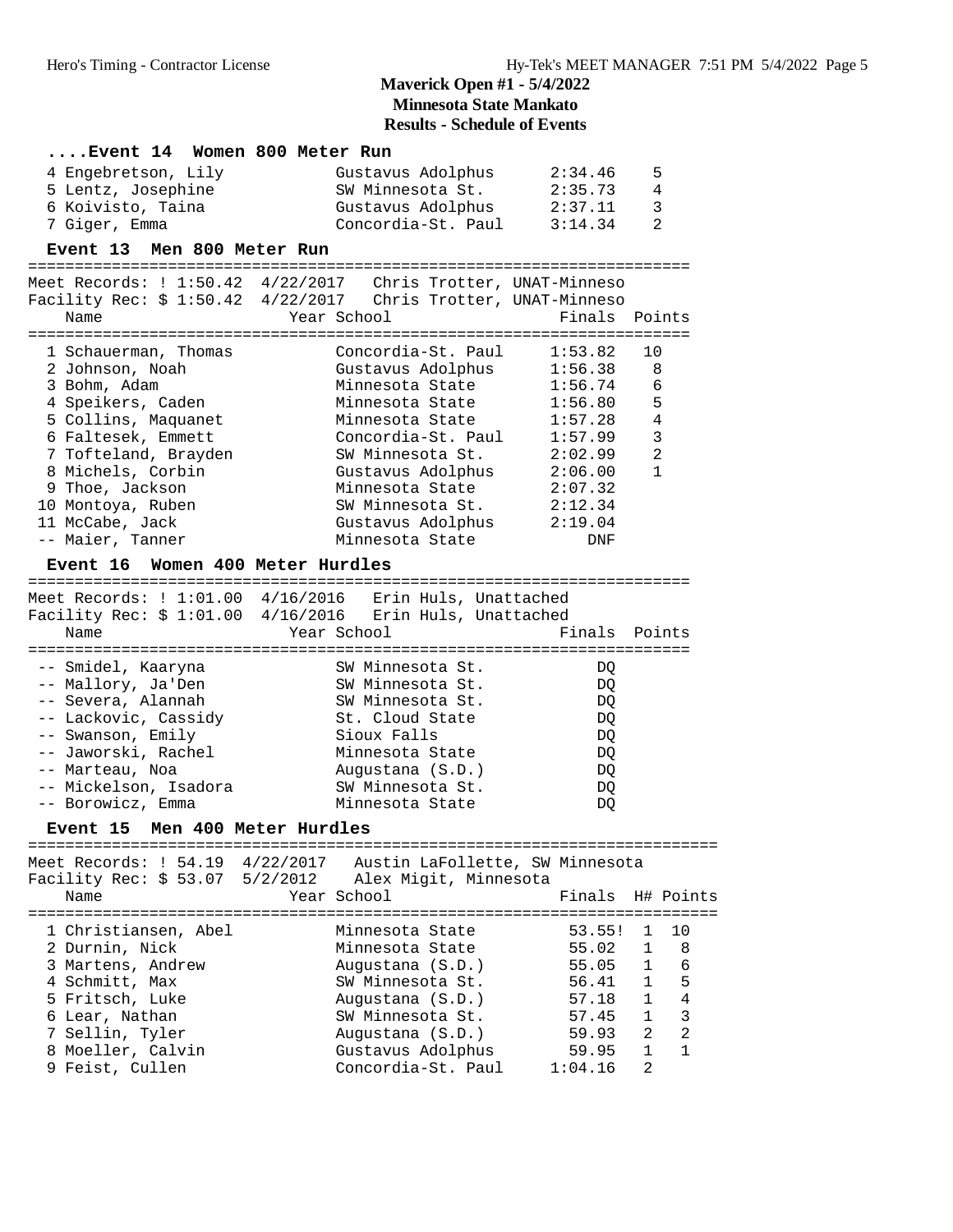## Maverick Open #1 - 5/4/2022
## Minnesota State Mankato
## Results - Schedule of Events

### ....Event 14 Women 800 Meter Run

| Place | Name | Year | School | Finals | Points |
|---|---|---|---|---|---|
| 4 | Engebretson, Lily | | Gustavus Adolphus | 2:34.46 | 5 |
| 5 | Lentz, Josephine | | SW Minnesota St. | 2:35.73 | 4 |
| 6 | Koivisto, Taina | | Gustavus Adolphus | 2:37.11 | 3 |
| 7 | Giger, Emma | | Concordia-St. Paul | 3:14.34 | 2 |

### Event 13 Men 800 Meter Run

Meet Records: ! 1:50.42 4/22/2017 Chris Trotter, UNAT-Minneso
Facility Rec: $ 1:50.42 4/22/2017 Chris Trotter, UNAT-Minneso

| Place | Name | Year | School | Finals | Points |
|---|---|---|---|---|---|
| 1 | Schauerman, Thomas | | Concordia-St. Paul | 1:53.82 | 10 |
| 2 | Johnson, Noah | | Gustavus Adolphus | 1:56.38 | 8 |
| 3 | Bohm, Adam | | Minnesota State | 1:56.74 | 6 |
| 4 | Speikers, Caden | | Minnesota State | 1:56.80 | 5 |
| 5 | Collins, Maquanet | | Minnesota State | 1:57.28 | 4 |
| 6 | Faltesek, Emmett | | Concordia-St. Paul | 1:57.99 | 3 |
| 7 | Tofteland, Brayden | | SW Minnesota St. | 2:02.99 | 2 |
| 8 | Michels, Corbin | | Gustavus Adolphus | 2:06.00 | 1 |
| 9 | Thoe, Jackson | | Minnesota State | 2:07.32 | |
| 10 | Montoya, Ruben | | SW Minnesota St. | 2:12.34 | |
| 11 | McCabe, Jack | | Gustavus Adolphus | 2:19.04 | |
| -- | Maier, Tanner | | Minnesota State | DNF | |

### Event 16 Women 400 Meter Hurdles

Meet Records: ! 1:01.00 4/16/2016 Erin Huls, Unattached
Facility Rec: $ 1:01.00 4/16/2016 Erin Huls, Unattached

| Place | Name | Year | School | Finals | Points |
|---|---|---|---|---|---|
| -- | Smidel, Kaaryna | | SW Minnesota St. | DQ | |
| -- | Mallory, Ja'Den | | SW Minnesota St. | DQ | |
| -- | Severa, Alannah | | SW Minnesota St. | DQ | |
| -- | Lackovic, Cassidy | | St. Cloud State | DQ | |
| -- | Swanson, Emily | | Sioux Falls | DQ | |
| -- | Jaworski, Rachel | | Minnesota State | DQ | |
| -- | Marteau, Noa | | Augustana (S.D.) | DQ | |
| -- | Mickelson, Isadora | | SW Minnesota St. | DQ | |
| -- | Borowicz, Emma | | Minnesota State | DQ | |

### Event 15 Men 400 Meter Hurdles

Meet Records: ! 54.19 4/22/2017 Austin LaFollette, SW Minnesota
Facility Rec: $ 53.07 5/2/2012 Alex Migit, Minnesota

| Place | Name | Year | School | Finals | H# | Points |
|---|---|---|---|---|---|---|
| 1 | Christiansen, Abel | | Minnesota State | 53.55! | 1 | 10 |
| 2 | Durnin, Nick | | Minnesota State | 55.02 | 1 | 8 |
| 3 | Martens, Andrew | | Augustana (S.D.) | 55.05 | 1 | 6 |
| 4 | Schmitt, Max | | SW Minnesota St. | 56.41 | 1 | 5 |
| 5 | Fritsch, Luke | | Augustana (S.D.) | 57.18 | 1 | 4 |
| 6 | Lear, Nathan | | SW Minnesota St. | 57.45 | 1 | 3 |
| 7 | Sellin, Tyler | | Augustana (S.D.) | 59.93 | 2 | 2 |
| 8 | Moeller, Calvin | | Gustavus Adolphus | 59.95 | 1 | 1 |
| 9 | Feist, Cullen | | Concordia-St. Paul | 1:04.16 | 2 | |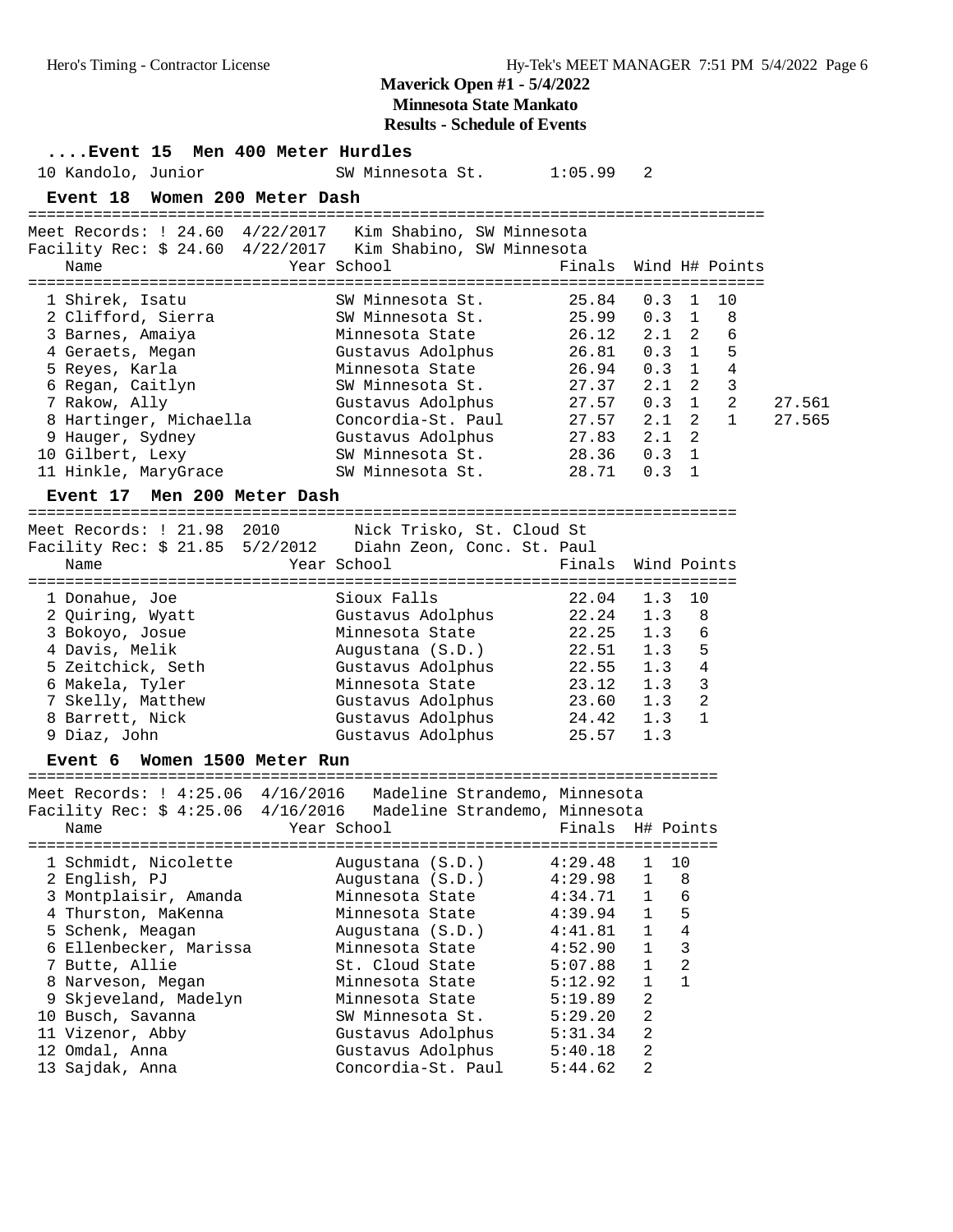# Maverick Open #1 - 5/4/2022

**Minnesota State Mankato**

**Results - Schedule of Events**

### ....Event 15 Men 400 Meter Hurdles

| Place | Name | Year | School | Finals | H# |
|---|---|---|---|---|---|
| 10 | Kandolo, Junior | | SW Minnesota St. | 1:05.99 | 2 |

### Event 18 Women 200 Meter Dash

Meet Records: ! 24.60 4/22/2017 Kim Shabino, SW Minnesota
Facility Rec: $ 24.60 4/22/2017 Kim Shabino, SW Minnesota

| Place | Name | Year | School | Finals | Wind | H# | Points | |
|---|---|---|---|---|---|---|---|---|
| 1 | Shirek, Isatu | | SW Minnesota St. | 25.84 | 0.3 | 1 | 10 | |
| 2 | Clifford, Sierra | | SW Minnesota St. | 25.99 | 0.3 | 1 | 8 | |
| 3 | Barnes, Amaiya | | Minnesota State | 26.12 | 2.1 | 2 | 6 | |
| 4 | Geraets, Megan | | Gustavus Adolphus | 26.81 | 0.3 | 1 | 5 | |
| 5 | Reyes, Karla | | Minnesota State | 26.94 | 0.3 | 1 | 4 | |
| 6 | Regan, Caitlyn | | SW Minnesota St. | 27.37 | 2.1 | 2 | 3 | |
| 7 | Rakow, Ally | | Gustavus Adolphus | 27.57 | 0.3 | 1 | 2 | 27.561 |
| 8 | Hartinger, Michaella | | Concordia-St. Paul | 27.57 | 2.1 | 2 | 1 | 27.565 |
| 9 | Hauger, Sydney | | Gustavus Adolphus | 27.83 | 2.1 | 2 | | |
| 10 | Gilbert, Lexy | | SW Minnesota St. | 28.36 | 0.3 | 1 | | |
| 11 | Hinkle, MaryGrace | | SW Minnesota St. | 28.71 | 0.3 | 1 | | |

### Event 17 Men 200 Meter Dash

Meet Records: ! 21.98 2010 Nick Trisko, St. Cloud St
Facility Rec: $ 21.85 5/2/2012 Diahn Zeon, Conc. St. Paul

| Place | Name | Year | School | Finals | Wind | Points |
|---|---|---|---|---|---|---|
| 1 | Donahue, Joe | | Sioux Falls | 22.04 | 1.3 | 10 |
| 2 | Quiring, Wyatt | | Gustavus Adolphus | 22.24 | 1.3 | 8 |
| 3 | Bokoyo, Josue | | Minnesota State | 22.25 | 1.3 | 6 |
| 4 | Davis, Melik | | Augustana (S.D.) | 22.51 | 1.3 | 5 |
| 5 | Zeitchick, Seth | | Gustavus Adolphus | 22.55 | 1.3 | 4 |
| 6 | Makela, Tyler | | Minnesota State | 23.12 | 1.3 | 3 |
| 7 | Skelly, Matthew | | Gustavus Adolphus | 23.60 | 1.3 | 2 |
| 8 | Barrett, Nick | | Gustavus Adolphus | 24.42 | 1.3 | 1 |
| 9 | Diaz, John | | Gustavus Adolphus | 25.57 | 1.3 | |

### Event 6 Women 1500 Meter Run

Meet Records: ! 4:25.06 4/16/2016 Madeline Strandemo, Minnesota
Facility Rec: $ 4:25.06 4/16/2016 Madeline Strandemo, Minnesota

| Place | Name | Year | School | Finals | H# | Points |
|---|---|---|---|---|---|---|
| 1 | Schmidt, Nicolette | | Augustana (S.D.) | 4:29.48 | 1 | 10 |
| 2 | English, PJ | | Augustana (S.D.) | 4:29.98 | 1 | 8 |
| 3 | Montplaisir, Amanda | | Minnesota State | 4:34.71 | 1 | 6 |
| 4 | Thurston, MaKenna | | Minnesota State | 4:39.94 | 1 | 5 |
| 5 | Schenk, Meagan | | Augustana (S.D.) | 4:41.81 | 1 | 4 |
| 6 | Ellenbecker, Marissa | | Minnesota State | 4:52.90 | 1 | 3 |
| 7 | Butte, Allie | | St. Cloud State | 5:07.88 | 1 | 2 |
| 8 | Narveson, Megan | | Minnesota State | 5:12.92 | 1 | 1 |
| 9 | Skjeveland, Madelyn | | Minnesota State | 5:19.89 | 2 | |
| 10 | Busch, Savanna | | SW Minnesota St. | 5:29.20 | 2 | |
| 11 | Vizenor, Abby | | Gustavus Adolphus | 5:31.34 | 2 | |
| 12 | Omdal, Anna | | Gustavus Adolphus | 5:40.18 | 2 | |
| 13 | Sajdak, Anna | | Concordia-St. Paul | 5:44.62 | 2 | |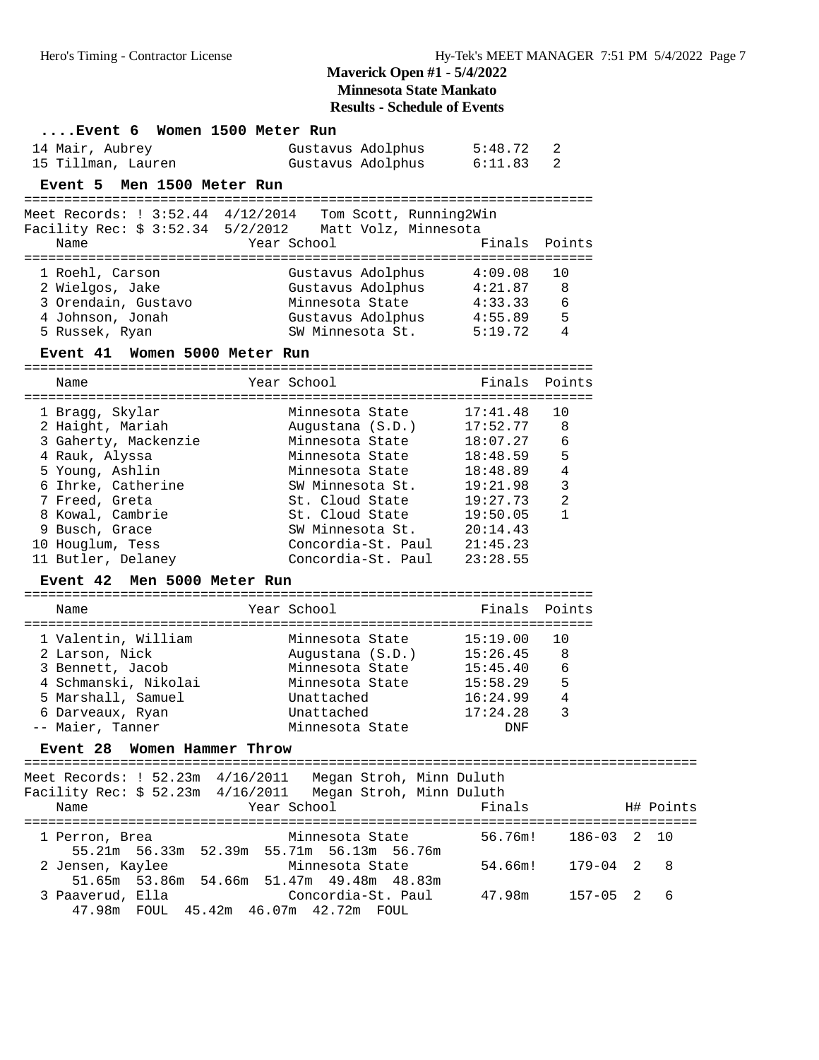# Maverick Open #1 - 5/4/2022

**Minnesota State Mankato**

**Results - Schedule of Events**

### ....Event 6 Women 1500 Meter Run

| Place | Name | Year | School | Finals | Points |
|---|---|---|---|---|---|
| 14 | Mair, Aubrey | | Gustavus Adolphus | 5:48.72 | 2 |
| 15 | Tillman, Lauren | | Gustavus Adolphus | 6:11.83 | 2 |

### Event 5 Men 1500 Meter Run

Meet Records: ! 3:52.44 4/12/2014 Tom Scott, Running2Win
Facility Rec: $ 3:52.34 5/2/2012 Matt Volz, Minnesota

| Place | Name | Year | School | Finals | Points |
|---|---|---|---|---|---|
| 1 | Roehl, Carson | | Gustavus Adolphus | 4:09.08 | 10 |
| 2 | Wielgos, Jake | | Gustavus Adolphus | 4:21.87 | 8 |
| 3 | Orendain, Gustavo | | Minnesota State | 4:33.33 | 6 |
| 4 | Johnson, Jonah | | Gustavus Adolphus | 4:55.89 | 5 |
| 5 | Russek, Ryan | | SW Minnesota St. | 5:19.72 | 4 |

### Event 41 Women 5000 Meter Run

| Place | Name | Year | School | Finals | Points |
|---|---|---|---|---|---|
| 1 | Bragg, Skylar | | Minnesota State | 17:41.48 | 10 |
| 2 | Haight, Mariah | | Augustana (S.D.) | 17:52.77 | 8 |
| 3 | Gaherty, Mackenzie | | Minnesota State | 18:07.27 | 6 |
| 4 | Rauk, Alyssa | | Minnesota State | 18:48.59 | 5 |
| 5 | Young, Ashlin | | Minnesota State | 18:48.89 | 4 |
| 6 | Ihrke, Catherine | | SW Minnesota St. | 19:21.98 | 3 |
| 7 | Freed, Greta | | St. Cloud State | 19:27.73 | 2 |
| 8 | Kowal, Cambrie | | St. Cloud State | 19:50.05 | 1 |
| 9 | Busch, Grace | | SW Minnesota St. | 20:14.43 | |
| 10 | Houglum, Tess | | Concordia-St. Paul | 21:45.23 | |
| 11 | Butler, Delaney | | Concordia-St. Paul | 23:28.55 | |

### Event 42 Men 5000 Meter Run

| Place | Name | Year | School | Finals | Points |
|---|---|---|---|---|---|
| 1 | Valentin, William | | Minnesota State | 15:19.00 | 10 |
| 2 | Larson, Nick | | Augustana (S.D.) | 15:26.45 | 8 |
| 3 | Bennett, Jacob | | Minnesota State | 15:45.40 | 6 |
| 4 | Schmanski, Nikolai | | Minnesota State | 15:58.29 | 5 |
| 5 | Marshall, Samuel | | Unattached | 16:24.99 | 4 |
| 6 | Darveaux, Ryan | | Unattached | 17:24.28 | 3 |
| -- | Maier, Tanner | | Minnesota State | DNF | |

### Event 28 Women Hammer Throw

Meet Records: ! 52.23m 4/16/2011 Megan Stroh, Minn Duluth
Facility Rec: $ 52.23m 4/16/2011 Megan Stroh, Minn Duluth

| Place | Name | Year | School | Finals | | H# | Points |
|---|---|---|---|---|---|---|---|
| 1 | Perron, Brea | | Minnesota State | 56.76m! | 186-03 | 2 | 10 |
| | 55.21m 56.33m 52.39m 55.71m 56.13m 56.76m | | | | | | |
| 2 | Jensen, Kaylee | | Minnesota State | 54.66m! | 179-04 | 2 | 8 |
| | 51.65m 53.86m 54.66m 51.47m 49.48m 48.83m | | | | | | |
| 3 | Paaverud, Ella | | Concordia-St. Paul | 47.98m | 157-05 | 2 | 6 |
| | 47.98m FOUL 45.42m 46.07m 42.72m FOUL | | | | | | |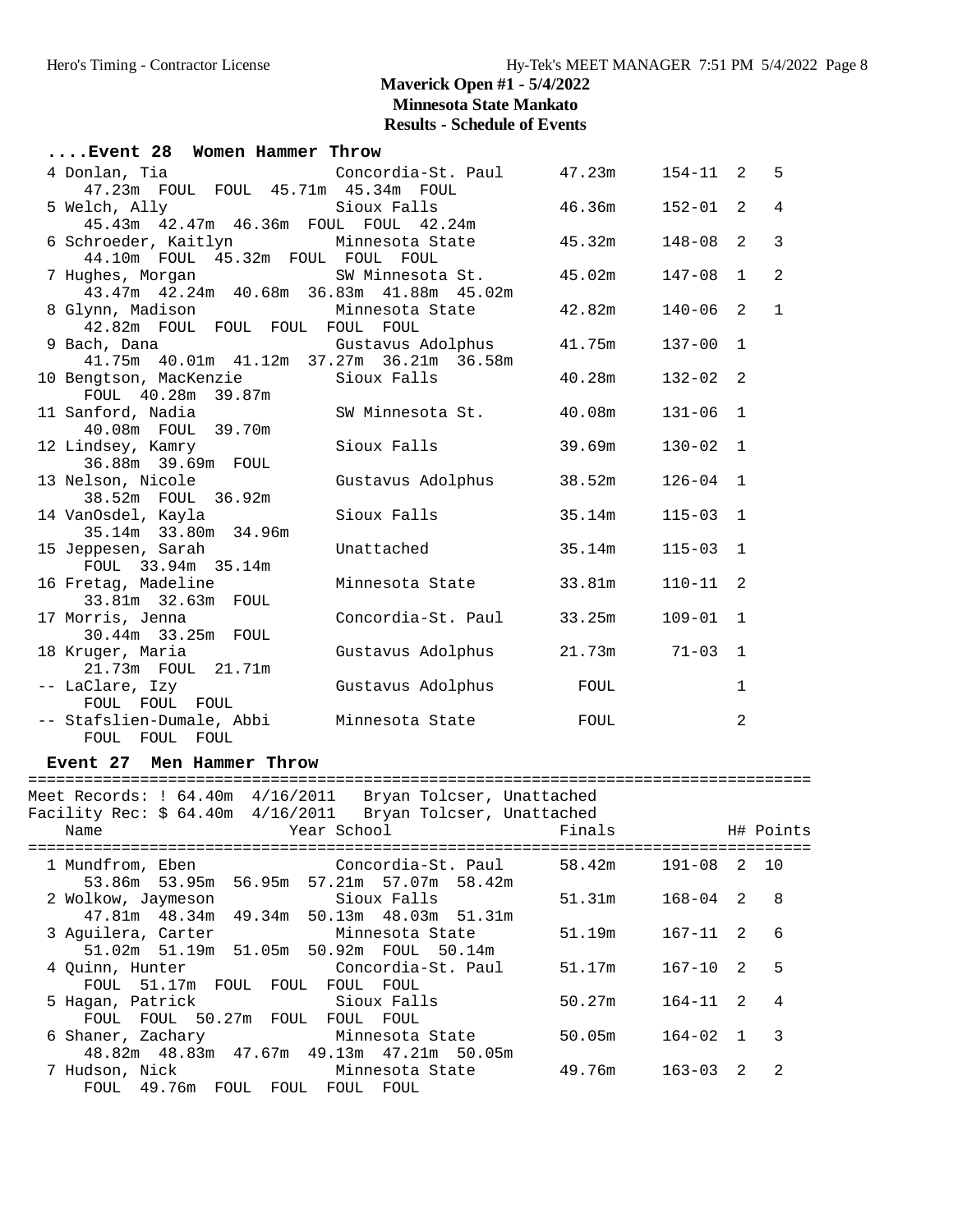## Maverick Open #1 - 5/4/2022
## Minnesota State Mankato
## Results - Schedule of Events

### ....Event 28 Women Hammer Throw

| Place | Name | School | Finals | | H# | Points |
|---|---|---|---|---|---|---|
| 4 | Donlan, Tia | Concordia-St. Paul | 47.23m | 154-11 | 2 | 5 |
| | 47.23m FOUL FOUL 45.71m 45.34m FOUL | | | | | |
| 5 | Welch, Ally | Sioux Falls | 46.36m | 152-01 | 2 | 4 |
| | 45.43m 42.47m 46.36m FOUL FOUL 42.24m | | | | | |
| 6 | Schroeder, Kaitlyn | Minnesota State | 45.32m | 148-08 | 2 | 3 |
| | 44.10m FOUL 45.32m FOUL FOUL FOUL | | | | | |
| 7 | Hughes, Morgan | SW Minnesota St. | 45.02m | 147-08 | 1 | 2 |
| | 43.47m 42.24m 40.68m 36.83m 41.88m 45.02m | | | | | |
| 8 | Glynn, Madison | Minnesota State | 42.82m | 140-06 | 2 | 1 |
| | 42.82m FOUL FOUL FOUL FOUL FOUL | | | | | |
| 9 | Bach, Dana | Gustavus Adolphus | 41.75m | 137-00 | 1 | |
| | 41.75m 40.01m 41.12m 37.27m 36.21m 36.58m | | | | | |
| 10 | Bengtson, MacKenzie | Sioux Falls | 40.28m | 132-02 | 2 | |
| | FOUL 40.28m 39.87m | | | | | |
| 11 | Sanford, Nadia | SW Minnesota St. | 40.08m | 131-06 | 1 | |
| | 40.08m FOUL 39.70m | | | | | |
| 12 | Lindsey, Kamry | Sioux Falls | 39.69m | 130-02 | 1 | |
| | 36.88m 39.69m FOUL | | | | | |
| 13 | Nelson, Nicole | Gustavus Adolphus | 38.52m | 126-04 | 1 | |
| | 38.52m FOUL 36.92m | | | | | |
| 14 | VanOsdel, Kayla | Sioux Falls | 35.14m | 115-03 | 1 | |
| | 35.14m 33.80m 34.96m | | | | | |
| 15 | Jeppesen, Sarah | Unattached | 35.14m | 115-03 | 1 | |
| | FOUL 33.94m 35.14m | | | | | |
| 16 | Fretag, Madeline | Minnesota State | 33.81m | 110-11 | 2 | |
| | 33.81m 32.63m FOUL | | | | | |
| 17 | Morris, Jenna | Concordia-St. Paul | 33.25m | 109-01 | 1 | |
| | 30.44m 33.25m FOUL | | | | | |
| 18 | Kruger, Maria | Gustavus Adolphus | 21.73m | 71-03 | 1 | |
| | 21.73m FOUL 21.71m | | | | | |
| -- | LaClare, Izy | Gustavus Adolphus | FOUL | | 1 | |
| | FOUL FOUL FOUL | | | | | |
| -- | Stafslien-Dumale, Abbi | Minnesota State | FOUL | | 2 | |
| | FOUL FOUL FOUL | | | | | |

### Event 27 Men Hammer Throw

Meet Records: ! 64.40m 4/16/2011 Bryan Tolcser, Unattached
Facility Rec: $ 64.40m 4/16/2011 Bryan Tolcser, Unattached

| Place | Name | Year School | Finals | | H# | Points |
|---|---|---|---|---|---|---|
| 1 | Mundfrom, Eben | Concordia-St. Paul | 58.42m | 191-08 | 2 | 10 |
| | 53.86m 53.95m 56.95m 57.21m 57.07m 58.42m | | | | | |
| 2 | Wolkow, Jaymeson | Sioux Falls | 51.31m | 168-04 | 2 | 8 |
| | 47.81m 48.34m 49.34m 50.13m 48.03m 51.31m | | | | | |
| 3 | Aguilera, Carter | Minnesota State | 51.19m | 167-11 | 2 | 6 |
| | 51.02m 51.19m 51.05m 50.92m FOUL 50.14m | | | | | |
| 4 | Quinn, Hunter | Concordia-St. Paul | 51.17m | 167-10 | 2 | 5 |
| | FOUL 51.17m FOUL FOUL FOUL FOUL | | | | | |
| 5 | Hagan, Patrick | Sioux Falls | 50.27m | 164-11 | 2 | 4 |
| | FOUL FOUL 50.27m FOUL FOUL FOUL | | | | | |
| 6 | Shaner, Zachary | Minnesota State | 50.05m | 164-02 | 1 | 3 |
| | 48.82m 48.83m 47.67m 49.13m 47.21m 50.05m | | | | | |
| 7 | Hudson, Nick | Minnesota State | 49.76m | 163-03 | 2 | 2 |
| | FOUL 49.76m FOUL FOUL FOUL FOUL | | | | | |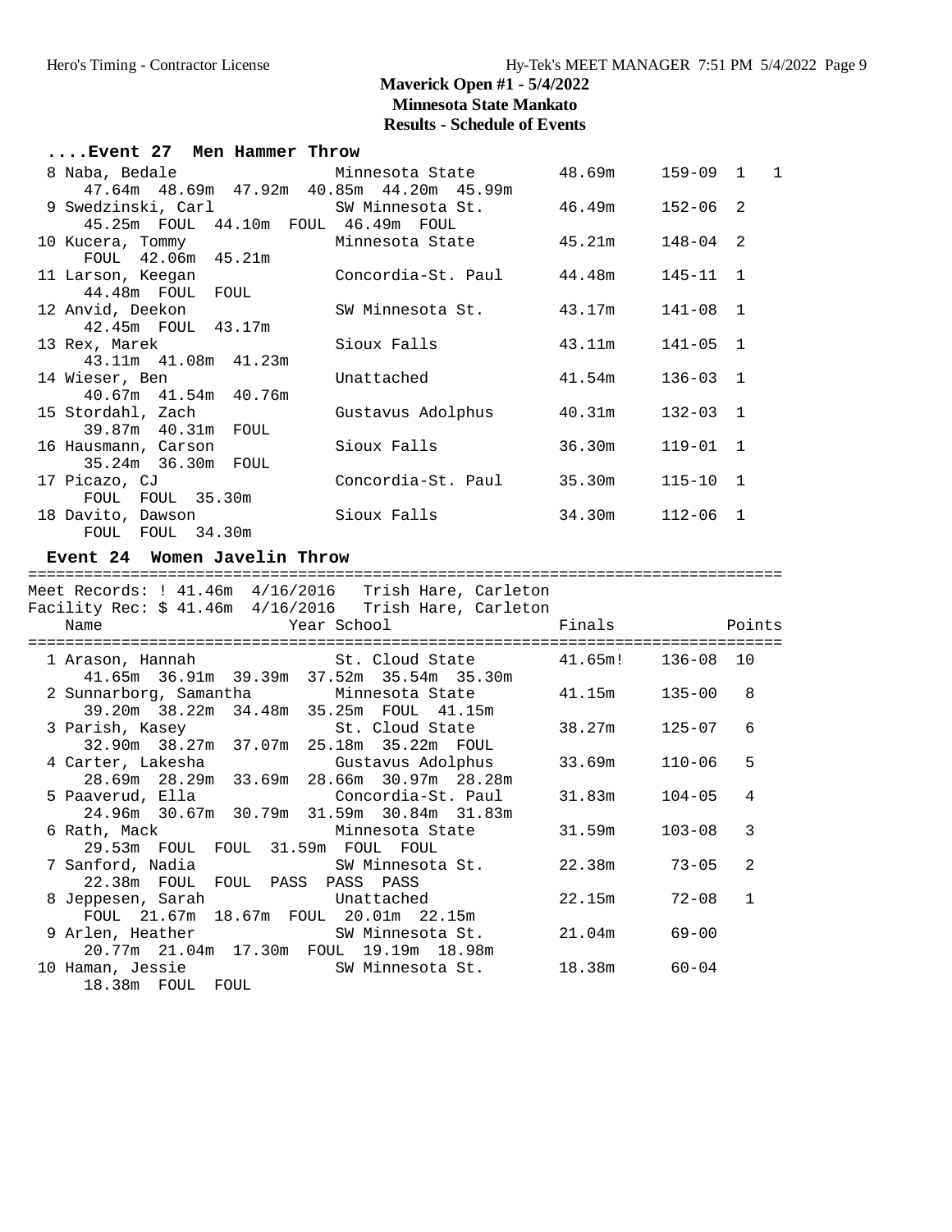# Maverick Open #1 - 5/4/2022
## Minnesota State Mankato
### Results - Schedule of Events

#### ....Event 27 Men Hammer Throw

| Place | Name | Year | School | Finals | | Flight | Points |
|---|---|---|---|---|---|---|---|
| 8 | Naba, Bedale | | Minnesota State | 48.69m | 159-09 | 1 | 1 |
| | 47.64m 48.69m 47.92m 40.85m 44.20m 45.99m | | | | | | |
| 9 | Swedzinski, Carl | | SW Minnesota St. | 46.49m | 152-06 | 2 | |
| | 45.25m FOUL 44.10m FOUL 46.49m FOUL | | | | | | |
| 10 | Kucera, Tommy | | Minnesota State | 45.21m | 148-04 | 2 | |
| | FOUL 42.06m 45.21m | | | | | | |
| 11 | Larson, Keegan | | Concordia-St. Paul | 44.48m | 145-11 | 1 | |
| | 44.48m FOUL FOUL | | | | | | |
| 12 | Anvid, Deekon | | SW Minnesota St. | 43.17m | 141-08 | 1 | |
| | 42.45m FOUL 43.17m | | | | | | |
| 13 | Rex, Marek | | Sioux Falls | 43.11m | 141-05 | 1 | |
| | 43.11m 41.08m 41.23m | | | | | | |
| 14 | Wieser, Ben | | Unattached | 41.54m | 136-03 | 1 | |
| | 40.67m 41.54m 40.76m | | | | | | |
| 15 | Stordahl, Zach | | Gustavus Adolphus | 40.31m | 132-03 | 1 | |
| | 39.87m 40.31m FOUL | | | | | | |
| 16 | Hausmann, Carson | | Sioux Falls | 36.30m | 119-01 | 1 | |
| | 35.24m 36.30m FOUL | | | | | | |
| 17 | Picazo, CJ | | Concordia-St. Paul | 35.30m | 115-10 | 1 | |
| | FOUL FOUL 35.30m | | | | | | |
| 18 | Davito, Dawson | | Sioux Falls | 34.30m | 112-06 | 1 | |
| | FOUL FOUL 34.30m | | | | | | |

#### Event 24 Women Javelin Throw

Meet Records: ! 41.46m 4/16/2016 Trish Hare, Carleton
Facility Rec: $ 41.46m 4/16/2016 Trish Hare, Carleton

| Place | Name | Year | School | Finals | | Points |
|---|---|---|---|---|---|---|
| 1 | Arason, Hannah | | St. Cloud State | 41.65m! | 136-08 | 10 |
| | 41.65m 36.91m 39.39m 37.52m 35.54m 35.30m | | | | | |
| 2 | Sunnarborg, Samantha | | Minnesota State | 41.15m | 135-00 | 8 |
| | 39.20m 38.22m 34.48m 35.25m FOUL 41.15m | | | | | |
| 3 | Parish, Kasey | | St. Cloud State | 38.27m | 125-07 | 6 |
| | 32.90m 38.27m 37.07m 25.18m 35.22m FOUL | | | | | |
| 4 | Carter, Lakesha | | Gustavus Adolphus | 33.69m | 110-06 | 5 |
| | 28.69m 28.29m 33.69m 28.66m 30.97m 28.28m | | | | | |
| 5 | Paaverud, Ella | | Concordia-St. Paul | 31.83m | 104-05 | 4 |
| | 24.96m 30.67m 30.79m 31.59m 30.84m 31.83m | | | | | |
| 6 | Rath, Mack | | Minnesota State | 31.59m | 103-08 | 3 |
| | 29.53m FOUL FOUL 31.59m FOUL FOUL | | | | | |
| 7 | Sanford, Nadia | | SW Minnesota St. | 22.38m | 73-05 | 2 |
| | 22.38m FOUL FOUL PASS PASS PASS | | | | | |
| 8 | Jeppesen, Sarah | | Unattached | 22.15m | 72-08 | 1 |
| | FOUL 21.67m 18.67m FOUL 20.01m 22.15m | | | | | |
| 9 | Arlen, Heather | | SW Minnesota St. | 21.04m | 69-00 | |
| | 20.77m 21.04m 17.30m FOUL 19.19m 18.98m | | | | | |
| 10 | Haman, Jessie | | SW Minnesota St. | 18.38m | 60-04 | |
| | 18.38m FOUL FOUL | | | | | |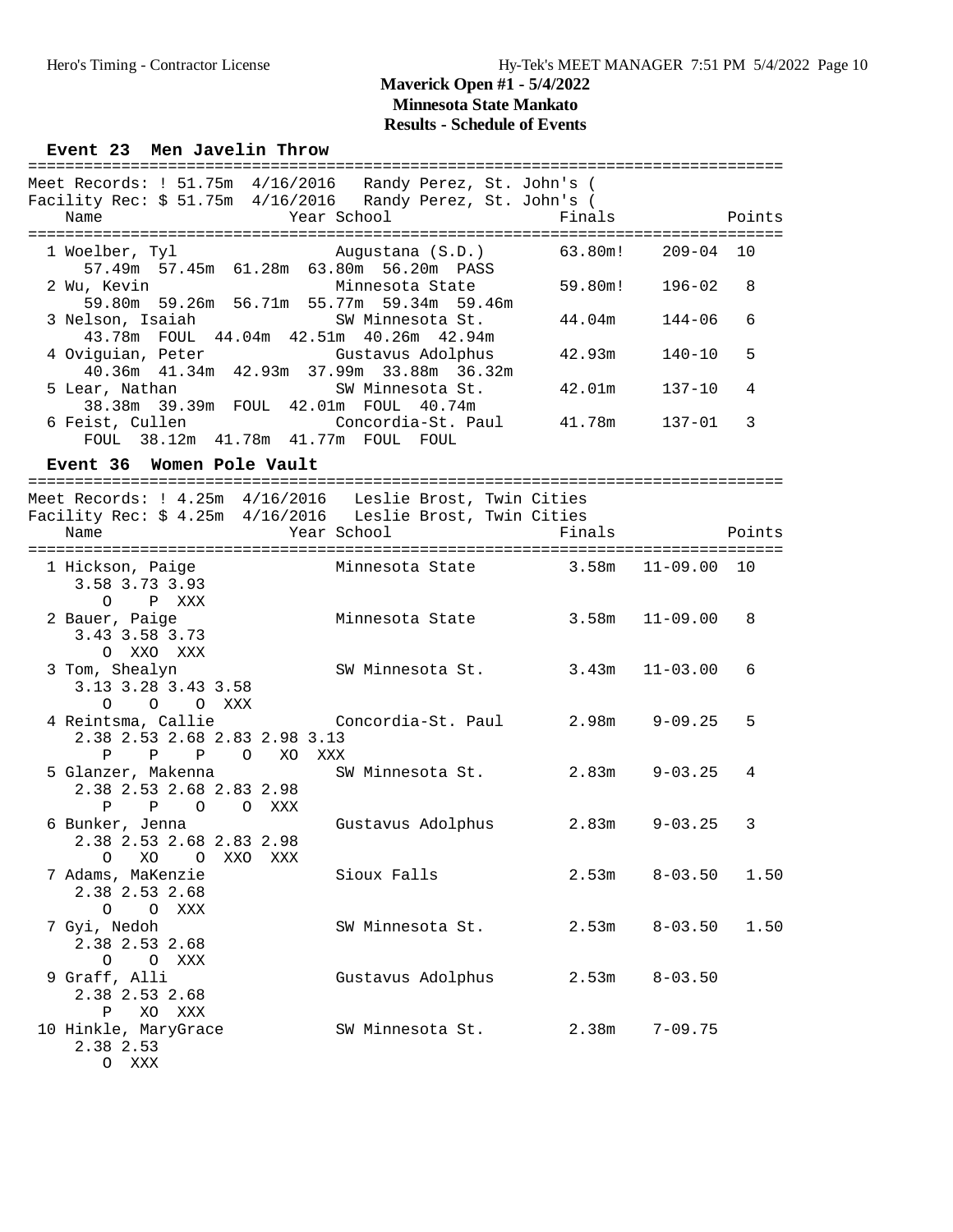# Maverick Open #1 - 5/4/2022

## Minnesota State Mankato

## Results - Schedule of Events

### Event 23 Men Javelin Throw

Meet Records: ! 51.75m 4/16/2016 Randy Perez, St. John's (

Facility Rec: $ 51.75m 4/16/2016 Randy Perez, St. John's (

| Place | Name | Year | School | Finals | | Points |
|---|---|---|---|---|---|---|
| 1 | Woelber, Tyl | | Augustana (S.D.) | 63.80m! | 209-04 | 10 |
| | 57.49m 57.45m 61.28m 63.80m 56.20m PASS | | | | | |
| 2 | Wu, Kevin | | Minnesota State | 59.80m! | 196-02 | 8 |
| | 59.80m 59.26m 56.71m 55.77m 59.34m 59.46m | | | | | |
| 3 | Nelson, Isaiah | | SW Minnesota St. | 44.04m | 144-06 | 6 |
| | 43.78m FOUL 44.04m 42.51m 40.26m 42.94m | | | | | |
| 4 | Oviguian, Peter | | Gustavus Adolphus | 42.93m | 140-10 | 5 |
| | 40.36m 41.34m 42.93m 37.99m 33.88m 36.32m | | | | | |
| 5 | Lear, Nathan | | SW Minnesota St. | 42.01m | 137-10 | 4 |
| | 38.38m 39.39m FOUL 42.01m FOUL 40.74m | | | | | |
| 6 | Feist, Cullen | | Concordia-St. Paul | 41.78m | 137-01 | 3 |
| | FOUL 38.12m 41.78m 41.77m FOUL FOUL | | | | | |

### Event 36 Women Pole Vault

Meet Records: ! 4.25m 4/16/2016 Leslie Brost, Twin Cities

Facility Rec: $ 4.25m 4/16/2016 Leslie Brost, Twin Cities

| Place | Name | Year | School | Finals | | Points |
|---|---|---|---|---|---|---|
| 1 | Hickson, Paige | | Minnesota State | 3.58m | 11-09.00 | 10 |
| | 3.58 3.73 3.93 | | | | | |
| | O P XXX | | | | | |
| 2 | Bauer, Paige | | Minnesota State | 3.58m | 11-09.00 | 8 |
| | 3.43 3.58 3.73 | | | | | |
| | O XXO XXX | | | | | |
| 3 | Tom, Shealyn | | SW Minnesota St. | 3.43m | 11-03.00 | 6 |
| | 3.13 3.28 3.43 3.58 | | | | | |
| | O O O XXX | | | | | |
| 4 | Reintsma, Callie | | Concordia-St. Paul | 2.98m | 9-09.25 | 5 |
| | 2.38 2.53 2.68 2.83 2.98 3.13 | | | | | |
| | P P P O XO XXX | | | | | |
| 5 | Glanzer, Makenna | | SW Minnesota St. | 2.83m | 9-03.25 | 4 |
| | 2.38 2.53 2.68 2.83 2.98 | | | | | |
| | P P O O XXX | | | | | |
| 6 | Bunker, Jenna | | Gustavus Adolphus | 2.83m | 9-03.25 | 3 |
| | 2.38 2.53 2.68 2.83 2.98 | | | | | |
| | O XO O XXO XXX | | | | | |
| 7 | Adams, MaKenzie | | Sioux Falls | 2.53m | 8-03.50 | 1.50 |
| | 2.38 2.53 2.68 | | | | | |
| | O O XXX | | | | | |
| 7 | Gyi, Nedoh | | SW Minnesota St. | 2.53m | 8-03.50 | 1.50 |
| | 2.38 2.53 2.68 | | | | | |
| | O O XXX | | | | | |
| 9 | Graff, Alli | | Gustavus Adolphus | 2.53m | 8-03.50 | |
| | 2.38 2.53 2.68 | | | | | |
| | P XO XXX | | | | | |
| 10 | Hinkle, MaryGrace | | SW Minnesota St. | 2.38m | 7-09.75 | |
| | 2.38 2.53 | | | | | |
| | O XXX | | | | | |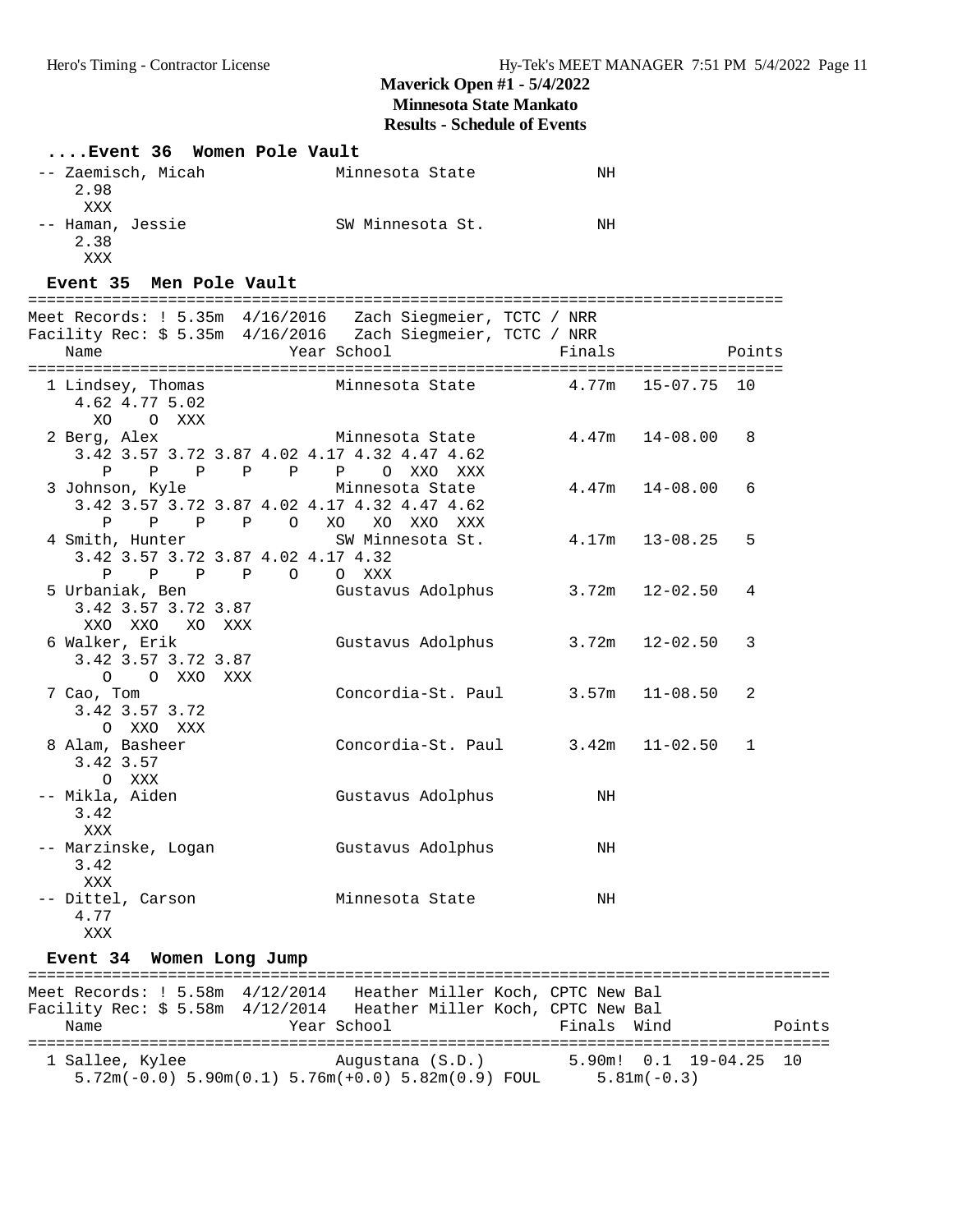# Maverick Open #1 - 5/4/2022
## Minnesota State Mankato
## Results - Schedule of Events

### ....Event 36 Women Pole Vault

```
 -- Zaemisch, Micah            Minnesota State             NH
    2.98
     XXX
 -- Haman, Jessie              SW Minnesota St.            NH
    2.38
     XXX
```

### Event 35 Men Pole Vault

```
===============================================================================
Meet Records: ! 5.35m  4/16/2016   Zach Siegmeier, TCTC / NRR
Facility Rec: $ 5.35m  4/16/2016   Zach Siegmeier, TCTC / NRR
    Name                    Year School                  Finals            Points
===============================================================================
  1 Lindsey, Thomas            Minnesota State          4.77m   15-07.75  10
     4.62 4.77 5.02
       XO    O  XXX
  2 Berg, Alex                 Minnesota State          4.47m   14-08.00   8
     3.42 3.57 3.72 3.87 4.02 4.17 4.32 4.47 4.62
        P    P    P    P    P    P    O  XXO  XXX
  3 Johnson, Kyle              Minnesota State          4.47m   14-08.00   6
     3.42 3.57 3.72 3.87 4.02 4.17 4.32 4.47 4.62
        P    P    P    P    O   XO   XO  XXO  XXX
  4 Smith, Hunter              SW Minnesota St.         4.17m   13-08.25   5
     3.42 3.57 3.72 3.87 4.02 4.17 4.32
        P    P    P    P    O    O  XXX
  5 Urbaniak, Ben              Gustavus Adolphus        3.72m   12-02.50   4
     3.42 3.57 3.72 3.87
      XXO  XXO   XO  XXX
  6 Walker, Erik               Gustavus Adolphus        3.72m   12-02.50   3
     3.42 3.57 3.72 3.87
        O    O  XXO  XXX
  7 Cao, Tom                   Concordia-St. Paul       3.57m   11-08.50   2
     3.42 3.57 3.72
        O  XXO  XXX
  8 Alam, Basheer              Concordia-St. Paul       3.42m   11-02.50   1
     3.42 3.57
        O  XXX
 -- Mikla, Aiden               Gustavus Adolphus           NH
     3.42
      XXX
 -- Marzinske, Logan           Gustavus Adolphus           NH
     3.42
      XXX
 -- Dittel, Carson             Minnesota State             NH
     4.77
      XXX
```

### Event 34 Women Long Jump

```
=====================================================================================
Meet Records: ! 5.58m  4/12/2014   Heather Miller Koch, CPTC New Bal
Facility Rec: $ 5.58m  4/12/2014   Heather Miller Koch, CPTC New Bal
    Name                    Year School                  Finals  Wind            Points
=====================================================================================
  1 Sallee, Kylee              Augustana (S.D.)         5.90m!  0.1  19-04.25  10
     5.72m(-0.0) 5.90m(0.1) 5.76m(+0.0) 5.82m(0.9) FOUL      5.81m(-0.3)
```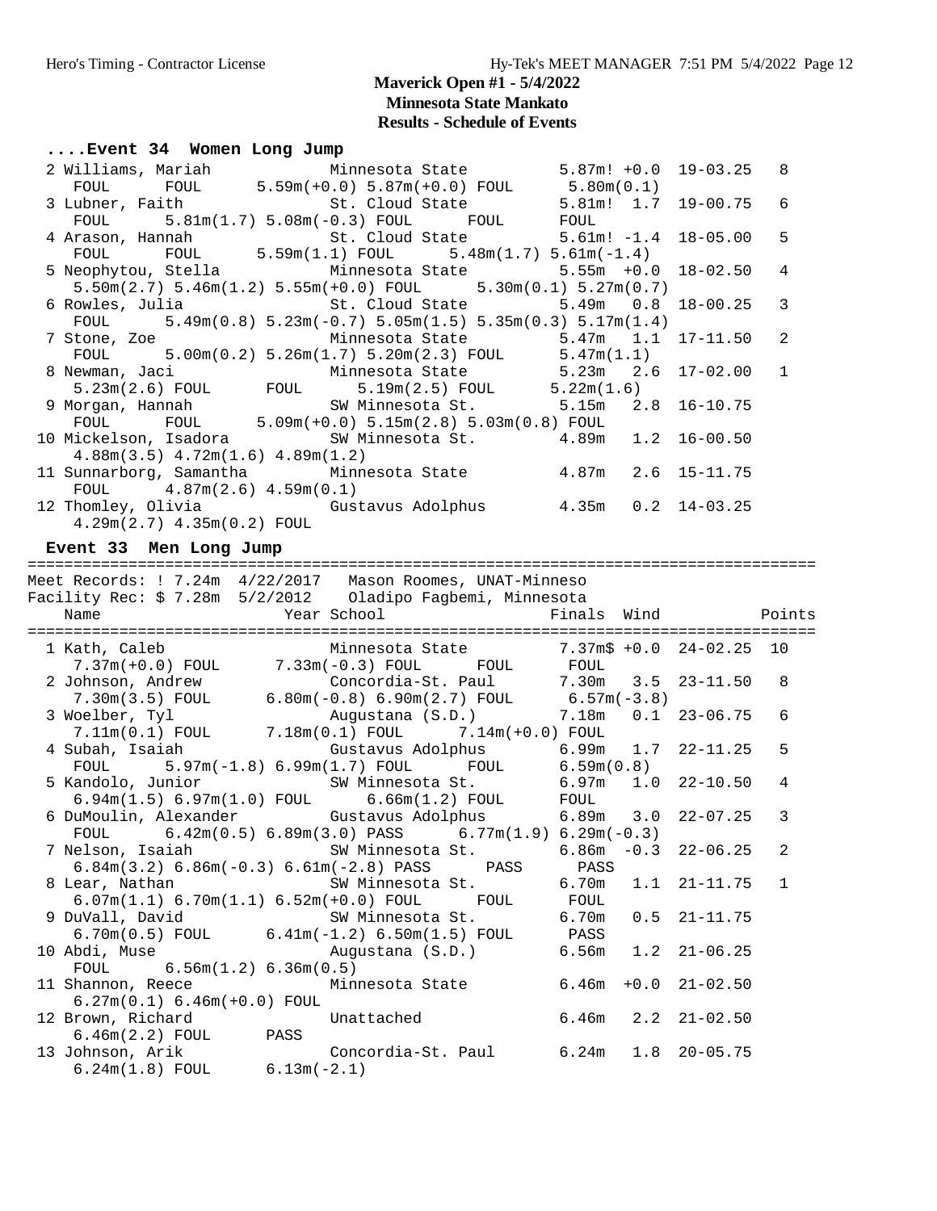# Maverick Open #1 - 5/4/2022
## Minnesota State Mankato
## Results - Schedule of Events

### ....Event 34 Women Long Jump

```
  2 Williams, Mariah            Minnesota State         5.87m! +0.0  19-03.25   8
     FOUL      FOUL      5.59m(+0.0) 5.87m(+0.0) FOUL      5.80m(0.1)
  3 Lubner, Faith              St. Cloud State         5.81m!  1.7  19-00.75   6
     FOUL      5.81m(1.7) 5.08m(-0.3) FOUL      FOUL      FOUL
  4 Arason, Hannah             St. Cloud State         5.61m! -1.4  18-05.00   5
     FOUL      FOUL      5.59m(1.1) FOUL      5.48m(1.7) 5.61m(-1.4)
  5 Neophytou, Stella          Minnesota State         5.55m  +0.0  18-02.50   4
     5.50m(2.7) 5.46m(1.2) 5.55m(+0.0) FOUL      5.30m(0.1) 5.27m(0.7)
  6 Rowles, Julia              St. Cloud State         5.49m   0.8  18-00.25   3
     FOUL      5.49m(0.8) 5.23m(-0.7) 5.05m(1.5) 5.35m(0.3) 5.17m(1.4)
  7 Stone, Zoe                 Minnesota State         5.47m   1.1  17-11.50   2
     FOUL      5.00m(0.2) 5.26m(1.7) 5.20m(2.3) FOUL      5.47m(1.1)
  8 Newman, Jaci               Minnesota State         5.23m   2.6  17-02.00   1
     5.23m(2.6) FOUL      FOUL      5.19m(2.5) FOUL      5.22m(1.6)
  9 Morgan, Hannah             SW Minnesota St.        5.15m   2.8  16-10.75
     FOUL      FOUL      5.09m(+0.0) 5.15m(2.8) 5.03m(0.8) FOUL
 10 Mickelson, Isadora         SW Minnesota St.        4.89m   1.2  16-00.50
     4.88m(3.5) 4.72m(1.6) 4.89m(1.2)
 11 Sunnarborg, Samantha       Minnesota State         4.87m   2.6  15-11.75
     FOUL      4.87m(2.6) 4.59m(0.1)
 12 Thomley, Olivia            Gustavus Adolphus       4.35m   0.2  14-03.25
     4.29m(2.7) 4.35m(0.2) FOUL
```

### Event 33 Men Long Jump

```
=====================================================================================
Meet Records: ! 7.24m  4/22/2017   Mason Roomes, UNAT-Minneso
Facility Rec: $ 7.28m  5/2/2012    Oladipo Fagbemi, Minnesota
    Name                    Year School                 Finals  Wind           Points
=====================================================================================
  1 Kath, Caleb                 Minnesota State         7.37m$ +0.0  24-02.25  10
     7.37m(+0.0) FOUL      7.33m(-0.3) FOUL      FOUL      FOUL
  2 Johnson, Andrew             Concordia-St. Paul      7.30m   3.5  23-11.50   8
     7.30m(3.5) FOUL      6.80m(-0.8) 6.90m(2.7) FOUL      6.57m(-3.8)
  3 Woelber, Tyl                Augustana (S.D.)        7.18m   0.1  23-06.75   6
     7.11m(0.1) FOUL      7.18m(0.1) FOUL      7.14m(+0.0) FOUL
  4 Subah, Isaiah               Gustavus Adolphus       6.99m   1.7  22-11.25   5
     FOUL      5.97m(-1.8) 6.99m(1.7) FOUL      FOUL      6.59m(0.8)
  5 Kandolo, Junior             SW Minnesota St.        6.97m   1.0  22-10.50   4
     6.94m(1.5) 6.97m(1.0) FOUL      6.66m(1.2) FOUL      FOUL
  6 DuMoulin, Alexander         Gustavus Adolphus       6.89m   3.0  22-07.25   3
     FOUL      6.42m(0.5) 6.89m(3.0) PASS      6.77m(1.9) 6.29m(-0.3)
  7 Nelson, Isaiah              SW Minnesota St.        6.86m  -0.3  22-06.25   2
     6.84m(3.2) 6.86m(-0.3) 6.61m(-2.8) PASS      PASS      PASS
  8 Lear, Nathan                SW Minnesota St.        6.70m   1.1  21-11.75   1
     6.07m(1.1) 6.70m(1.1) 6.52m(+0.0) FOUL      FOUL      FOUL
  9 DuVall, David               SW Minnesota St.        6.70m   0.5  21-11.75
     6.70m(0.5) FOUL      6.41m(-1.2) 6.50m(1.5) FOUL      PASS
 10 Abdi, Muse                  Augustana (S.D.)        6.56m   1.2  21-06.25
     FOUL      6.56m(1.2) 6.36m(0.5)
 11 Shannon, Reece              Minnesota State         6.46m  +0.0  21-02.50
     6.27m(0.1) 6.46m(+0.0) FOUL
 12 Brown, Richard              Unattached              6.46m   2.2  21-02.50
     6.46m(2.2) FOUL      PASS
 13 Johnson, Arik               Concordia-St. Paul      6.24m   1.8  20-05.75
     6.24m(1.8) FOUL      6.13m(-2.1)
```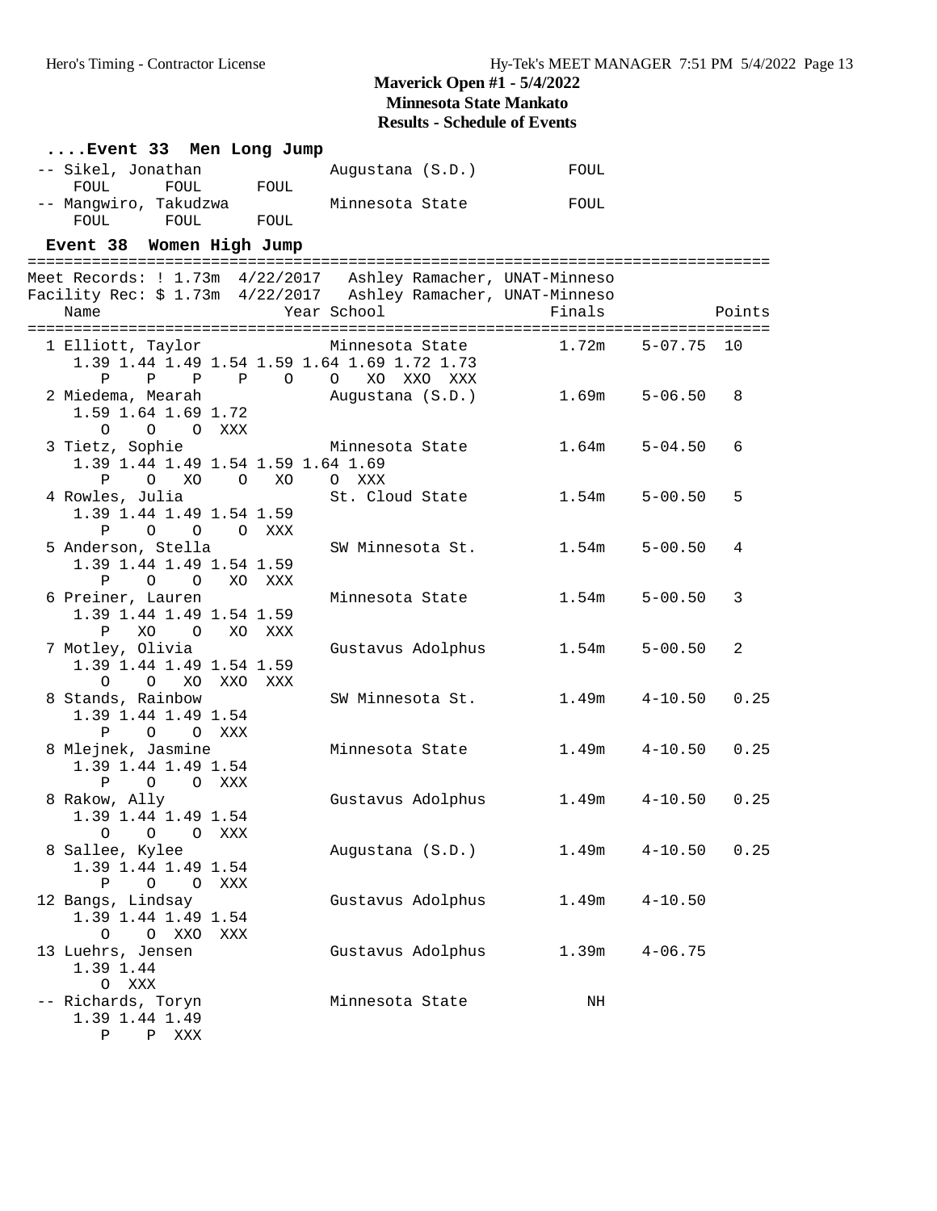**Maverick Open #1 - 5/4/2022**
**Minnesota State Mankato**
**Results - Schedule of Events**

### ....Event 33 Men Long Jump

```
 -- Sikel, Jonathan              Augustana (S.D.)         FOUL
    FOUL      FOUL      FOUL
 -- Mangwiro, Takudzwa           Minnesota State          FOUL
    FOUL      FOUL      FOUL
```

### Event 38 Women High Jump

```
================================================================================
Meet Records: ! 1.73m  4/22/2017   Ashley Ramacher, UNAT-Minneso
Facility Rec: $ 1.73m  4/22/2017   Ashley Ramacher, UNAT-Minneso
    Name                    Year School                  Finals            Points
================================================================================
  1 Elliott, Taylor              Minnesota State          1.72m    5-07.75  10
     1.39 1.44 1.49 1.54 1.59 1.64 1.69 1.72 1.73
        P    P    P    P    O    O   XO  XXO  XXX
  2 Miedema, Mearah              Augustana (S.D.)         1.69m    5-06.50   8
     1.59 1.64 1.69 1.72
        O    O    O  XXX
  3 Tietz, Sophie                Minnesota State          1.64m    5-04.50   6
     1.39 1.44 1.49 1.54 1.59 1.64 1.69
        P    O   XO    O   XO    O  XXX
  4 Rowles, Julia                St. Cloud State          1.54m    5-00.50   5
     1.39 1.44 1.49 1.54 1.59
        P    O    O    O  XXX
  5 Anderson, Stella             SW Minnesota St.         1.54m    5-00.50   4
     1.39 1.44 1.49 1.54 1.59
        P    O    O   XO  XXX
  6 Preiner, Lauren              Minnesota State          1.54m    5-00.50   3
     1.39 1.44 1.49 1.54 1.59
        P   XO    O   XO  XXX
  7 Motley, Olivia               Gustavus Adolphus        1.54m    5-00.50   2
     1.39 1.44 1.49 1.54 1.59
        O    O   XO  XXO  XXX
  8 Stands, Rainbow              SW Minnesota St.         1.49m    4-10.50   0.25
     1.39 1.44 1.49 1.54
        P    O    O  XXX
  8 Mlejnek, Jasmine             Minnesota State          1.49m    4-10.50   0.25
     1.39 1.44 1.49 1.54
        P    O    O  XXX
  8 Rakow, Ally                  Gustavus Adolphus        1.49m    4-10.50   0.25
     1.39 1.44 1.49 1.54
        O    O    O  XXX
  8 Sallee, Kylee                Augustana (S.D.)         1.49m    4-10.50   0.25
     1.39 1.44 1.49 1.54
        P    O    O  XXX
 12 Bangs, Lindsay               Gustavus Adolphus        1.49m    4-10.50
     1.39 1.44 1.49 1.54
        O    O  XXO  XXX
 13 Luehrs, Jensen               Gustavus Adolphus        1.39m    4-06.75
     1.39 1.44
        O  XXX
 -- Richards, Toryn              Minnesota State            NH
     1.39 1.44 1.49
        P    P  XXX
```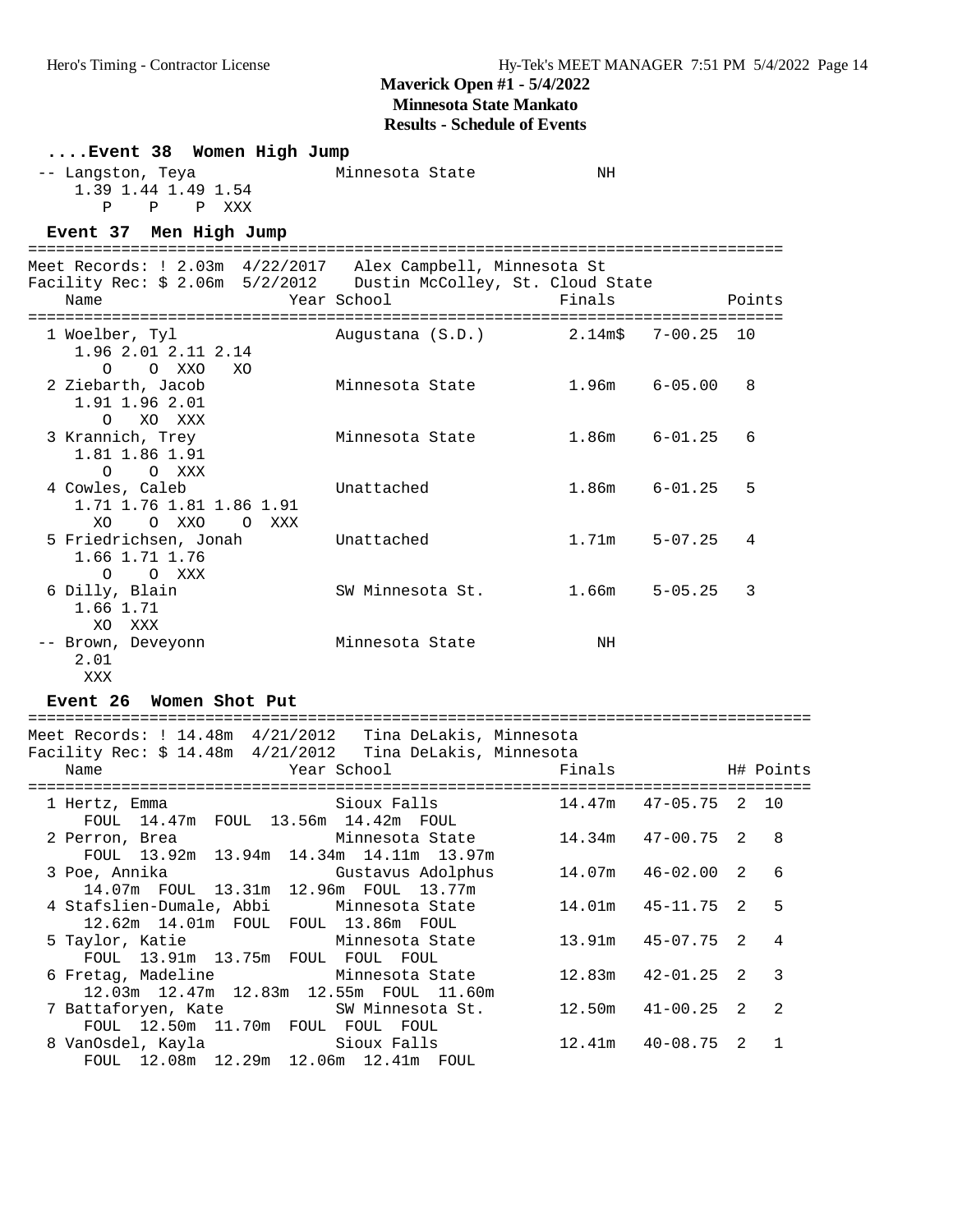# Maverick Open #1 - 5/4/2022
# Minnesota State Mankato
# Results - Schedule of Events

### ....Event 38 Women High Jump

```
 -- Langston, Teya             Minnesota State            NH
     1.39 1.44 1.49 1.54
        P    P    P XXX
```

### Event 37 Men High Jump

```
================================================================================
Meet Records: ! 2.03m  4/22/2017   Alex Campbell, Minnesota St
Facility Rec: $ 2.06m  5/2/2012    Dustin McColley, St. Cloud State
    Name                    Year School                  Finals            Points
================================================================================
  1 Woelber, Tyl               Augustana (S.D.)        2.14m$   7-00.25  10
     1.96 2.01 2.11 2.14
        O    O  XXO   XO
  2 Ziebarth, Jacob            Minnesota State          1.96m   6-05.00   8
     1.91 1.96 2.01
        O   XO  XXX
  3 Krannich, Trey             Minnesota State          1.86m   6-01.25   6
     1.81 1.86 1.91
        O    O  XXX
  4 Cowles, Caleb              Unattached               1.86m   6-01.25   5
     1.71 1.76 1.81 1.86 1.91
       XO    O  XXO    O  XXX
  5 Friedrichsen, Jonah        Unattached               1.71m   5-07.25   4
     1.66 1.71 1.76
        O    O  XXX
  6 Dilly, Blain               SW Minnesota St.         1.66m   5-05.25   3
     1.66 1.71
       XO  XXX
 -- Brown, Deveyonn            Minnesota State            NH
     2.01
      XXX
```

### Event 26 Women Shot Put

```
=====================================================================================
Meet Records: ! 14.48m  4/21/2012   Tina DeLakis, Minnesota
Facility Rec: $ 14.48m  4/21/2012   Tina DeLakis, Minnesota
    Name                    Year School                  Finals            H# Points
=====================================================================================
  1 Hertz, Emma                Sioux Falls             14.47m   47-05.75  2  10
      FOUL  14.47m  FOUL  13.56m  14.42m  FOUL
  2 Perron, Brea               Minnesota State         14.34m   47-00.75  2   8
      FOUL  13.92m  13.94m  14.34m  14.11m  13.97m
  3 Poe, Annika                Gustavus Adolphus       14.07m   46-02.00  2   6
      14.07m  FOUL  13.31m  12.96m  FOUL  13.77m
  4 Stafslien-Dumale, Abbi     Minnesota State         14.01m   45-11.75  2   5
      12.62m  14.01m  FOUL  FOUL  13.86m  FOUL
  5 Taylor, Katie              Minnesota State         13.91m   45-07.75  2   4
      FOUL  13.91m  13.75m  FOUL  FOUL  FOUL
  6 Fretag, Madeline           Minnesota State         12.83m   42-01.25  2   3
      12.03m  12.47m  12.83m  12.55m  FOUL  11.60m
  7 Battaforyen, Kate          SW Minnesota St.        12.50m   41-00.25  2   2
      FOUL  12.50m  11.70m  FOUL  FOUL  FOUL
  8 VanOsdel, Kayla            Sioux Falls             12.41m   40-08.75  2   1
      FOUL  12.08m  12.29m  12.06m  12.41m  FOUL
```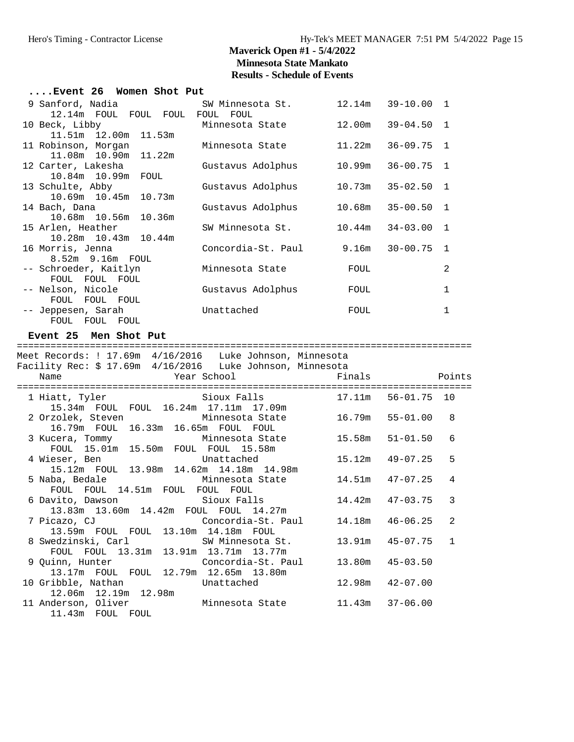# Maverick Open #1 - 5/4/2022

## Minnesota State Mankato

## Results - Schedule of Events

### ....Event 26 Women Shot Put

| Place | Name | Year | School | Finals | | Points |
|---|---|---|---|---|---|---|
| 9 | Sanford, Nadia | | SW Minnesota St. | 12.14m | 39-10.00 | 1 |
| | 12.14m FOUL FOUL FOUL FOUL FOUL | | | | | |
| 10 | Beck, Libby | | Minnesota State | 12.00m | 39-04.50 | 1 |
| | 11.51m 12.00m 11.53m | | | | | |
| 11 | Robinson, Morgan | | Minnesota State | 11.22m | 36-09.75 | 1 |
| | 11.08m 10.90m 11.22m | | | | | |
| 12 | Carter, Lakesha | | Gustavus Adolphus | 10.99m | 36-00.75 | 1 |
| | 10.84m 10.99m FOUL | | | | | |
| 13 | Schulte, Abby | | Gustavus Adolphus | 10.73m | 35-02.50 | 1 |
| | 10.69m 10.45m 10.73m | | | | | |
| 14 | Bach, Dana | | Gustavus Adolphus | 10.68m | 35-00.50 | 1 |
| | 10.68m 10.56m 10.36m | | | | | |
| 15 | Arlen, Heather | | SW Minnesota St. | 10.44m | 34-03.00 | 1 |
| | 10.28m 10.43m 10.44m | | | | | |
| 16 | Morris, Jenna | | Concordia-St. Paul | 9.16m | 30-00.75 | 1 |
| | 8.52m 9.16m FOUL | | | | | |
| -- | Schroeder, Kaitlyn | | Minnesota State | FOUL | | 2 |
| | FOUL FOUL FOUL | | | | | |
| -- | Nelson, Nicole | | Gustavus Adolphus | FOUL | | 1 |
| | FOUL FOUL FOUL | | | | | |
| -- | Jeppesen, Sarah | | Unattached | FOUL | | 1 |
| | FOUL FOUL FOUL | | | | | |

### Event 25 Men Shot Put

Meet Records: ! 17.69m 4/16/2016 Luke Johnson, Minnesota
Facility Rec: $ 17.69m 4/16/2016 Luke Johnson, Minnesota

| Place | Name | Year | School | Finals | | Points |
|---|---|---|---|---|---|---|
| 1 | Hiatt, Tyler | | Sioux Falls | 17.11m | 56-01.75 | 10 |
| | 15.34m FOUL FOUL 16.24m 17.11m 17.09m | | | | | |
| 2 | Orzolek, Steven | | Minnesota State | 16.79m | 55-01.00 | 8 |
| | 16.79m FOUL 16.33m 16.65m FOUL FOUL | | | | | |
| 3 | Kucera, Tommy | | Minnesota State | 15.58m | 51-01.50 | 6 |
| | FOUL 15.01m 15.50m FOUL FOUL 15.58m | | | | | |
| 4 | Wieser, Ben | | Unattached | 15.12m | 49-07.25 | 5 |
| | 15.12m FOUL 13.98m 14.62m 14.18m 14.98m | | | | | |
| 5 | Naba, Bedale | | Minnesota State | 14.51m | 47-07.25 | 4 |
| | FOUL FOUL 14.51m FOUL FOUL FOUL | | | | | |
| 6 | Davito, Dawson | | Sioux Falls | 14.42m | 47-03.75 | 3 |
| | 13.83m 13.60m 14.42m FOUL FOUL 14.27m | | | | | |
| 7 | Picazo, CJ | | Concordia-St. Paul | 14.18m | 46-06.25 | 2 |
| | 13.59m FOUL FOUL 13.10m 14.18m FOUL | | | | | |
| 8 | Swedzinski, Carl | | SW Minnesota St. | 13.91m | 45-07.75 | 1 |
| | FOUL FOUL 13.31m 13.91m 13.71m 13.77m | | | | | |
| 9 | Quinn, Hunter | | Concordia-St. Paul | 13.80m | 45-03.50 | |
| | 13.17m FOUL FOUL 12.79m 12.65m 13.80m | | | | | |
| 10 | Gribble, Nathan | | Unattached | 12.98m | 42-07.00 | |
| | 12.06m 12.19m 12.98m | | | | | |
| 11 | Anderson, Oliver | | Minnesota State | 11.43m | 37-06.00 | |
| | 11.43m FOUL FOUL | | | | | |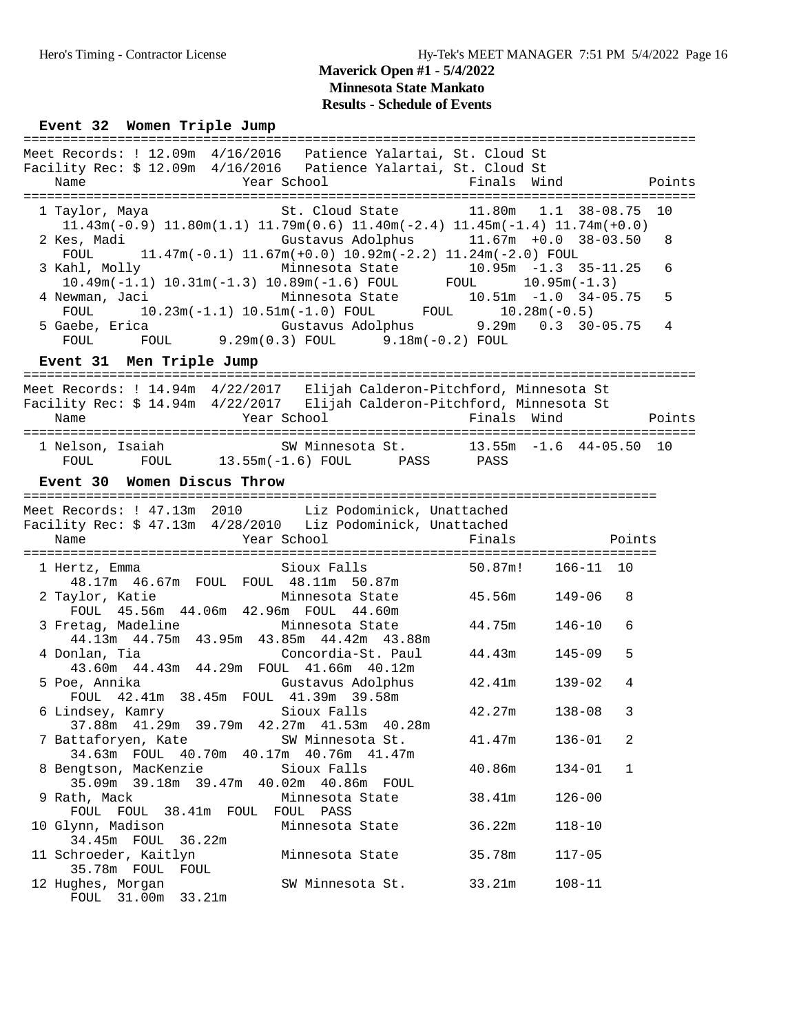# Maverick Open #1 - 5/4/2022
## Minnesota State Mankato
### Results - Schedule of Events

**Event 32 Women Triple Jump**

```
=====================================================================================
Meet Records: ! 12.09m  4/16/2016   Patience Yalartai, St. Cloud St
Facility Rec: $ 12.09m  4/16/2016   Patience Yalartai, St. Cloud St
    Name                    Year School                 Finals  Wind            Points
=====================================================================================
  1 Taylor, Maya               St. Cloud State        11.80m   1.1  38-08.75  10
     11.43m(-0.9) 11.80m(1.1) 11.79m(0.6) 11.40m(-2.4) 11.45m(-1.4) 11.74m(+0.0)
  2 Kes, Madi                  Gustavus Adolphus      11.67m  +0.0  38-03.50   8
     FOUL     11.47m(-0.1) 11.67m(+0.0) 10.92m(-2.2) 11.24m(-2.0) FOUL
  3 Kahl, Molly                Minnesota State        10.95m  -1.3  35-11.25   6
     10.49m(-1.1) 10.31m(-1.3) 10.89m(-1.6) FOUL      FOUL      10.95m(-1.3)
  4 Newman, Jaci               Minnesota State        10.51m  -1.0  34-05.75   5
     FOUL     10.23m(-1.1) 10.51m(-1.0) FOUL      FOUL      10.28m(-0.5)
  5 Gaebe, Erica               Gustavus Adolphus       9.29m   0.3  30-05.75   4
     FOUL      FOUL      9.29m(0.3) FOUL      9.18m(-0.2) FOUL
```

**Event 31 Men Triple Jump**

```
=====================================================================================
Meet Records: ! 14.94m  4/22/2017   Elijah Calderon-Pitchford, Minnesota St
Facility Rec: $ 14.94m  4/22/2017   Elijah Calderon-Pitchford, Minnesota St
    Name                    Year School                 Finals  Wind            Points
=====================================================================================
  1 Nelson, Isaiah             SW Minnesota St.       13.55m  -1.6  44-05.50  10
     FOUL      FOUL      13.55m(-1.6) FOUL      PASS      PASS
```

**Event 30 Women Discus Throw**

```
================================================================================
Meet Records: ! 47.13m  2010        Liz Podominick, Unattached
Facility Rec: $ 47.13m  4/28/2010   Liz Podominick, Unattached
    Name                    Year School                 Finals              Points
================================================================================
  1 Hertz, Emma                Sioux Falls             50.87m!   166-11  10
     48.17m  46.67m  FOUL  FOUL  48.11m  50.87m
  2 Taylor, Katie              Minnesota State         45.56m    149-06   8
     FOUL  45.56m  44.06m  42.96m  FOUL  44.60m
  3 Fretag, Madeline           Minnesota State         44.75m    146-10   6
     44.13m  44.75m  43.95m  43.85m  44.42m  43.88m
  4 Donlan, Tia                Concordia-St. Paul      44.43m    145-09   5
     43.60m  44.43m  44.29m  FOUL  41.66m  40.12m
  5 Poe, Annika                Gustavus Adolphus       42.41m    139-02   4
     FOUL  42.41m  38.45m  FOUL  41.39m  39.58m
  6 Lindsey, Kamry             Sioux Falls             42.27m    138-08   3
     37.88m  41.29m  39.79m  42.27m  41.53m  40.28m
  7 Battaforyen, Kate          SW Minnesota St.        41.47m    136-01   2
     34.63m  FOUL  40.70m  40.17m  40.76m  41.47m
  8 Bengtson, MacKenzie        Sioux Falls             40.86m    134-01   1
     35.09m  39.18m  39.47m  40.02m  40.86m  FOUL
  9 Rath, Mack                 Minnesota State         38.41m    126-00
     FOUL  FOUL  38.41m  FOUL  FOUL  PASS
 10 Glynn, Madison             Minnesota State         36.22m    118-10
     34.45m  FOUL  36.22m
 11 Schroeder, Kaitlyn         Minnesota State         35.78m    117-05
     35.78m  FOUL  FOUL
 12 Hughes, Morgan             SW Minnesota St.        33.21m    108-11
     FOUL  31.00m  33.21m
```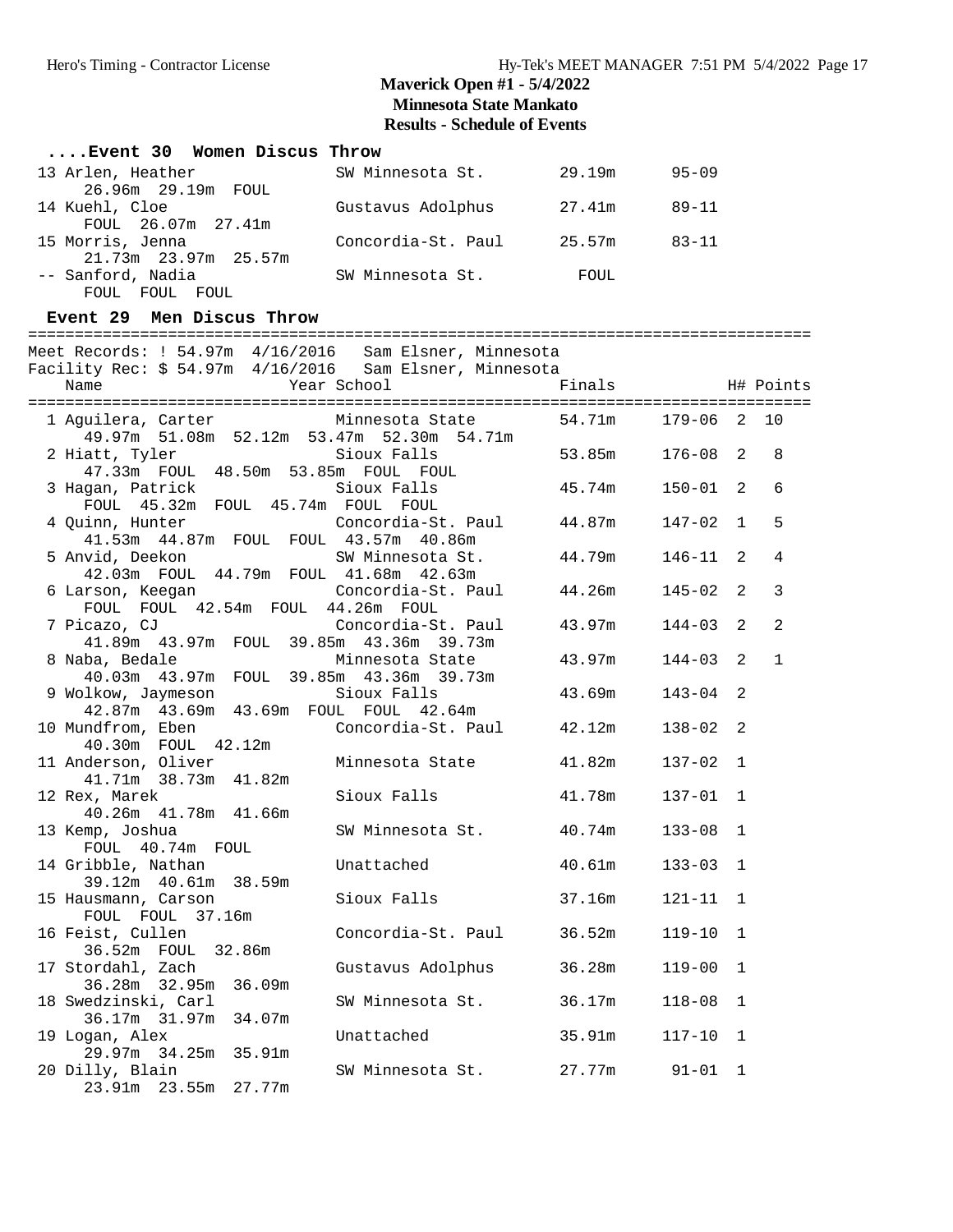## Maverick Open #1 - 5/4/2022
## Minnesota State Mankato
## Results - Schedule of Events

### ....Event 30 Women Discus Throw

| Place | Name | School | Finals | | Attempts |
|---|---|---|---|---|---|
| 13 | Arlen, Heather | SW Minnesota St. | 29.19m | 95-09 | 26.96m 29.19m FOUL |
| 14 | Kuehl, Cloe | Gustavus Adolphus | 27.41m | 89-11 | FOUL 26.07m 27.41m |
| 15 | Morris, Jenna | Concordia-St. Paul | 25.57m | 83-11 | 21.73m 23.97m 25.57m |
| -- | Sanford, Nadia | SW Minnesota St. | FOUL | | FOUL FOUL FOUL |

### Event 29 Men Discus Throw

Meet Records: ! 54.97m 4/16/2016 Sam Elsner, Minnesota

Facility Rec: $ 54.97m 4/16/2016 Sam Elsner, Minnesota

| Place | Name | Year | School | Finals | | H# | Points | Attempts |
|---|---|---|---|---|---|---|---|---|
| 1 | Aguilera, Carter | | Minnesota State | 54.71m | 179-06 | 2 | 10 | 49.97m 51.08m 52.12m 53.47m 52.30m 54.71m |
| 2 | Hiatt, Tyler | | Sioux Falls | 53.85m | 176-08 | 2 | 8 | 47.33m FOUL 48.50m 53.85m FOUL FOUL |
| 3 | Hagan, Patrick | | Sioux Falls | 45.74m | 150-01 | 2 | 6 | FOUL 45.32m FOUL 45.74m FOUL FOUL |
| 4 | Quinn, Hunter | | Concordia-St. Paul | 44.87m | 147-02 | 1 | 5 | 41.53m 44.87m FOUL FOUL 43.57m 40.86m |
| 5 | Anvid, Deekon | | SW Minnesota St. | 44.79m | 146-11 | 2 | 4 | 42.03m FOUL 44.79m FOUL 41.68m 42.63m |
| 6 | Larson, Keegan | | Concordia-St. Paul | 44.26m | 145-02 | 2 | 3 | FOUL FOUL 42.54m FOUL 44.26m FOUL |
| 7 | Picazo, CJ | | Concordia-St. Paul | 43.97m | 144-03 | 2 | 2 | 41.89m 43.97m FOUL 39.85m 43.36m 39.73m |
| 8 | Naba, Bedale | | Minnesota State | 43.97m | 144-03 | 2 | 1 | 40.03m 43.97m FOUL 39.85m 43.36m 39.73m |
| 9 | Wolkow, Jaymeson | | Sioux Falls | 43.69m | 143-04 | 2 | | 42.87m 43.69m 43.69m FOUL FOUL 42.64m |
| 10 | Mundfrom, Eben | | Concordia-St. Paul | 42.12m | 138-02 | 2 | | 40.30m FOUL 42.12m |
| 11 | Anderson, Oliver | | Minnesota State | 41.82m | 137-02 | 1 | | 41.71m 38.73m 41.82m |
| 12 | Rex, Marek | | Sioux Falls | 41.78m | 137-01 | 1 | | 40.26m 41.78m 41.66m |
| 13 | Kemp, Joshua | | SW Minnesota St. | 40.74m | 133-08 | 1 | | FOUL 40.74m FOUL |
| 14 | Gribble, Nathan | | Unattached | 40.61m | 133-03 | 1 | | 39.12m 40.61m 38.59m |
| 15 | Hausmann, Carson | | Sioux Falls | 37.16m | 121-11 | 1 | | FOUL FOUL 37.16m |
| 16 | Feist, Cullen | | Concordia-St. Paul | 36.52m | 119-10 | 1 | | 36.52m FOUL 32.86m |
| 17 | Stordahl, Zach | | Gustavus Adolphus | 36.28m | 119-00 | 1 | | 36.28m 32.95m 36.09m |
| 18 | Swedzinski, Carl | | SW Minnesota St. | 36.17m | 118-08 | 1 | | 36.17m 31.97m 34.07m |
| 19 | Logan, Alex | | Unattached | 35.91m | 117-10 | 1 | | 29.97m 34.25m 35.91m |
| 20 | Dilly, Blain | | SW Minnesota St. | 27.77m | 91-01 | 1 | | 23.91m 23.55m 27.77m |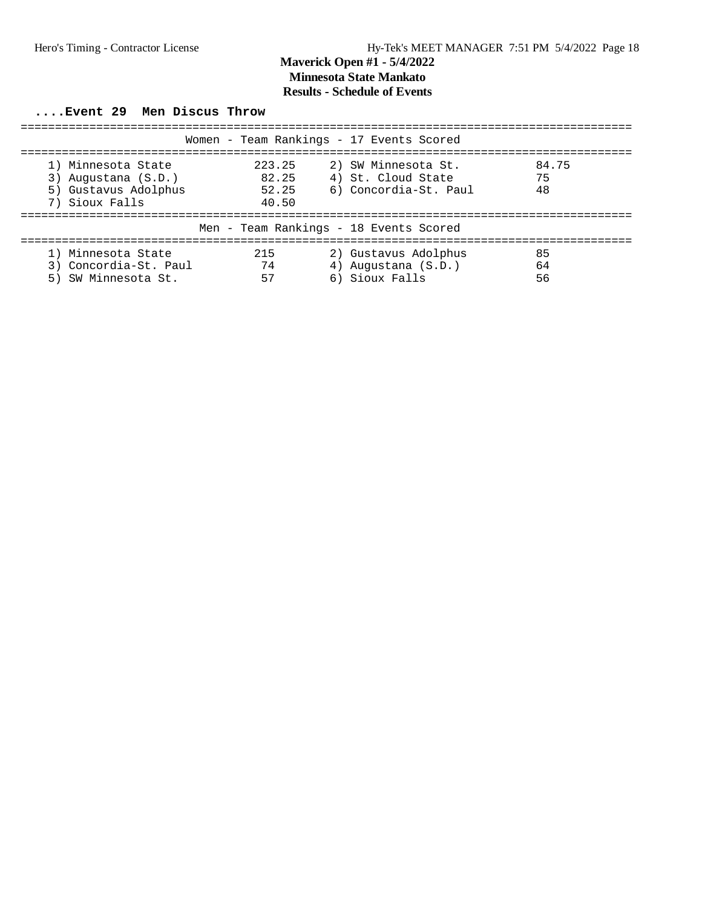# Maverick Open #1 - 5/4/2022
## Minnesota State Mankato
## Results - Schedule of Events

**....Event 29 Men Discus Throw**

### Women - Team Rankings - 17 Events Scored

| | | | |
|---|---|---|---|
| 1) Minnesota State | 223.25 | 2) SW Minnesota St. | 84.75 |
| 3) Augustana (S.D.) | 82.25 | 4) St. Cloud State | 75 |
| 5) Gustavus Adolphus | 52.25 | 6) Concordia-St. Paul | 48 |
| 7) Sioux Falls | 40.50 | | |

### Men - Team Rankings - 18 Events Scored

| | | | |
|---|---|---|---|
| 1) Minnesota State | 215 | 2) Gustavus Adolphus | 85 |
| 3) Concordia-St. Paul | 74 | 4) Augustana (S.D.) | 64 |
| 5) SW Minnesota St. | 57 | 6) Sioux Falls | 56 |